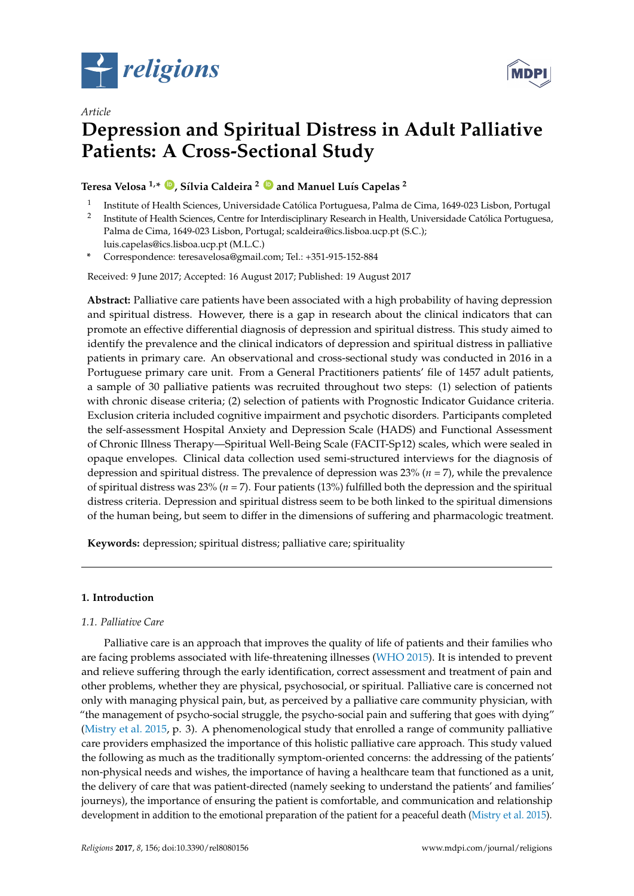Article

# Depression and Spiritual Distress in Adult Palliative Patients: A Cross-Sectional Study

**Teresa Velosa [1,*], Sílvia Caldeira [2] and Manuel Luís Capelas [2]**

[1] Institute of Health Sciences, Universidade Católica Portuguesa, Palma de Cima, 1649-023 Lisbon, Portugal

[2] Institute of Health Sciences, Centre for Interdisciplinary Research in Health, Universidade Católica Portuguesa, Palma de Cima, 1649-023 Lisbon, Portugal; scaldeira@ics.lisboa.ucp.pt (S.C.); luis.capelas@ics.lisboa.ucp.pt (M.L.C.)

[*] Correspondence: teresavelosa@gmail.com; Tel.: +351-915-152-884

Received: 9 June 2017; Accepted: 16 August 2017; Published: 19 August 2017

**Abstract:** Palliative care patients have been associated with a high probability of having depression and spiritual distress. However, there is a gap in research about the clinical indicators that can promote an effective differential diagnosis of depression and spiritual distress. This study aimed to identify the prevalence and the clinical indicators of depression and spiritual distress in palliative patients in primary care. An observational and cross-sectional study was conducted in 2016 in a Portuguese primary care unit. From a General Practitioners patients' file of 1457 adult patients, a sample of 30 palliative patients was recruited throughout two steps: (1) selection of patients with chronic disease criteria; (2) selection of patients with Prognostic Indicator Guidance criteria. Exclusion criteria included cognitive impairment and psychotic disorders. Participants completed the self-assessment Hospital Anxiety and Depression Scale (HADS) and Functional Assessment of Chronic Illness Therapy—Spiritual Well-Being Scale (FACIT-Sp12) scales, which were sealed in opaque envelopes. Clinical data collection used semi-structured interviews for the diagnosis of depression and spiritual distress. The prevalence of depression was 23% ($n = 7$), while the prevalence of spiritual distress was 23% ($n = 7$). Four patients (13%) fulfilled both the depression and the spiritual distress criteria. Depression and spiritual distress seem to be both linked to the spiritual dimensions of the human being, but seem to differ in the dimensions of suffering and pharmacologic treatment.

**Keywords:** depression; spiritual distress; palliative care; spirituality

## 1. Introduction

### 1.1. Palliative Care

Palliative care is an approach that improves the quality of life of patients and their families who are facing problems associated with life-threatening illnesses (WHO 2015). It is intended to prevent and relieve suffering through the early identification, correct assessment and treatment of pain and other problems, whether they are physical, psychosocial, or spiritual. Palliative care is concerned not only with managing physical pain, but, as perceived by a palliative care community physician, with "the management of psycho-social struggle, the psycho-social pain and suffering that goes with dying" (Mistry et al. 2015, p. 3). A phenomenological study that enrolled a range of community palliative care providers emphasized the importance of this holistic palliative care approach. This study valued the following as much as the traditionally symptom-oriented concerns: the addressing of the patients' non-physical needs and wishes, the importance of having a healthcare team that functioned as a unit, the delivery of care that was patient-directed (namely seeking to understand the patients' and families' journeys), the importance of ensuring the patient is comfortable, and communication and relationship development in addition to the emotional preparation of the patient for a peaceful death (Mistry et al. 2015).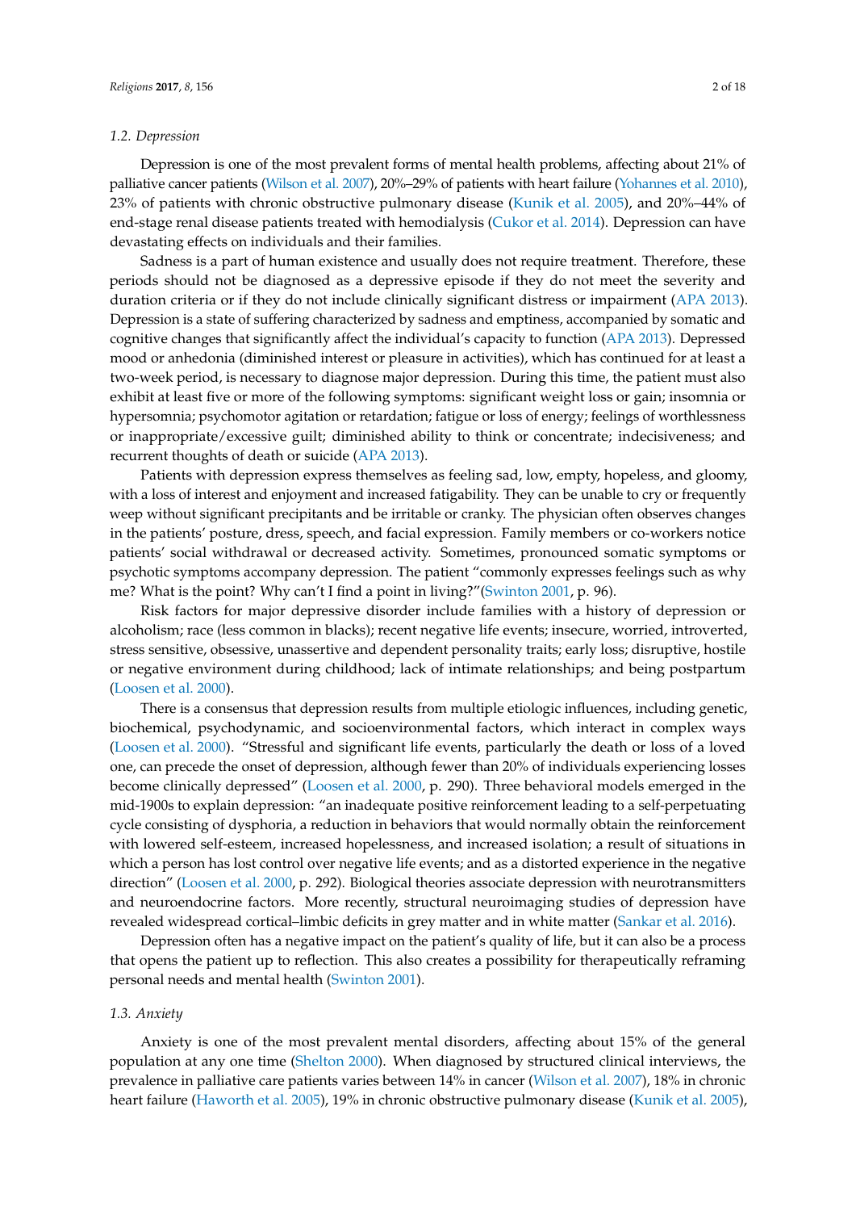### 1.2. Depression

Depression is one of the most prevalent forms of mental health problems, affecting about 21% of palliative cancer patients (Wilson et al. 2007), 20%–29% of patients with heart failure (Yohannes et al. 2010), 23% of patients with chronic obstructive pulmonary disease (Kunik et al. 2005), and 20%–44% of end-stage renal disease patients treated with hemodialysis (Cukor et al. 2014). Depression can have devastating effects on individuals and their families.

Sadness is a part of human existence and usually does not require treatment. Therefore, these periods should not be diagnosed as a depressive episode if they do not meet the severity and duration criteria or if they do not include clinically significant distress or impairment (APA 2013). Depression is a state of suffering characterized by sadness and emptiness, accompanied by somatic and cognitive changes that significantly affect the individual's capacity to function (APA 2013). Depressed mood or anhedonia (diminished interest or pleasure in activities), which has continued for at least a two-week period, is necessary to diagnose major depression. During this time, the patient must also exhibit at least five or more of the following symptoms: significant weight loss or gain; insomnia or hypersomnia; psychomotor agitation or retardation; fatigue or loss of energy; feelings of worthlessness or inappropriate/excessive guilt; diminished ability to think or concentrate; indecisiveness; and recurrent thoughts of death or suicide (APA 2013).

Patients with depression express themselves as feeling sad, low, empty, hopeless, and gloomy, with a loss of interest and enjoyment and increased fatigability. They can be unable to cry or frequently weep without significant precipitants and be irritable or cranky. The physician often observes changes in the patients' posture, dress, speech, and facial expression. Family members or co-workers notice patients' social withdrawal or decreased activity. Sometimes, pronounced somatic symptoms or psychotic symptoms accompany depression. The patient "commonly expresses feelings such as why me? What is the point? Why can't I find a point in living?"(Swinton 2001, p. 96).

Risk factors for major depressive disorder include families with a history of depression or alcoholism; race (less common in blacks); recent negative life events; insecure, worried, introverted, stress sensitive, obsessive, unassertive and dependent personality traits; early loss; disruptive, hostile or negative environment during childhood; lack of intimate relationships; and being postpartum (Loosen et al. 2000).

There is a consensus that depression results from multiple etiologic influences, including genetic, biochemical, psychodynamic, and socioenvironmental factors, which interact in complex ways (Loosen et al. 2000). "Stressful and significant life events, particularly the death or loss of a loved one, can precede the onset of depression, although fewer than 20% of individuals experiencing losses become clinically depressed" (Loosen et al. 2000, p. 290). Three behavioral models emerged in the mid-1900s to explain depression: "an inadequate positive reinforcement leading to a self-perpetuating cycle consisting of dysphoria, a reduction in behaviors that would normally obtain the reinforcement with lowered self-esteem, increased hopelessness, and increased isolation; a result of situations in which a person has lost control over negative life events; and as a distorted experience in the negative direction" (Loosen et al. 2000, p. 292). Biological theories associate depression with neurotransmitters and neuroendocrine factors. More recently, structural neuroimaging studies of depression have revealed widespread cortical–limbic deficits in grey matter and in white matter (Sankar et al. 2016).

Depression often has a negative impact on the patient's quality of life, but it can also be a process that opens the patient up to reflection. This also creates a possibility for therapeutically reframing personal needs and mental health (Swinton 2001).

### 1.3. Anxiety

Anxiety is one of the most prevalent mental disorders, affecting about 15% of the general population at any one time (Shelton 2000). When diagnosed by structured clinical interviews, the prevalence in palliative care patients varies between 14% in cancer (Wilson et al. 2007), 18% in chronic heart failure (Haworth et al. 2005), 19% in chronic obstructive pulmonary disease (Kunik et al. 2005),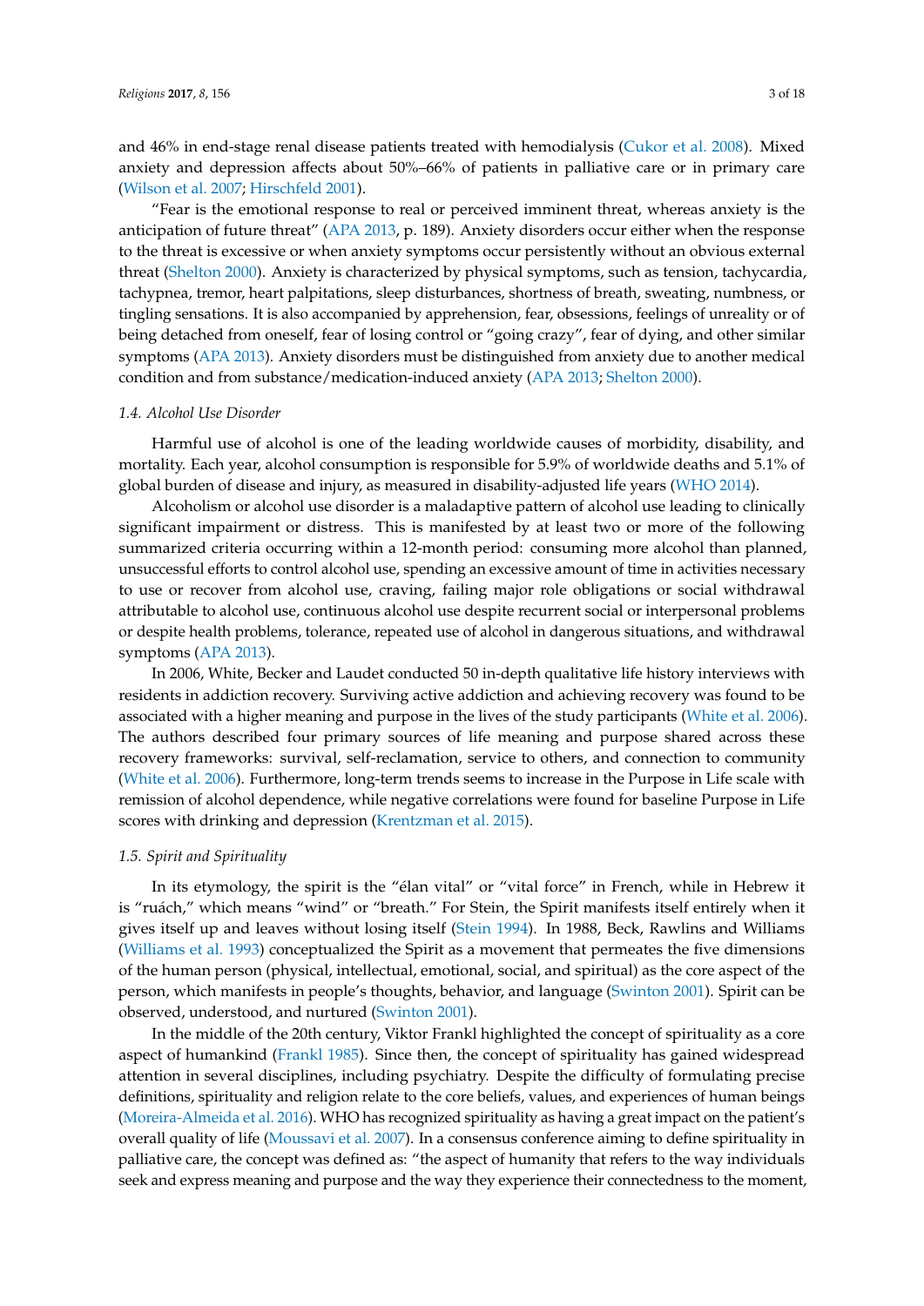and 46% in end-stage renal disease patients treated with hemodialysis (Cukor et al. 2008). Mixed anxiety and depression affects about 50%–66% of patients in palliative care or in primary care (Wilson et al. 2007; Hirschfeld 2001).

"Fear is the emotional response to real or perceived imminent threat, whereas anxiety is the anticipation of future threat" (APA 2013, p. 189). Anxiety disorders occur either when the response to the threat is excessive or when anxiety symptoms occur persistently without an obvious external threat (Shelton 2000). Anxiety is characterized by physical symptoms, such as tension, tachycardia, tachypnea, tremor, heart palpitations, sleep disturbances, shortness of breath, sweating, numbness, or tingling sensations. It is also accompanied by apprehension, fear, obsessions, feelings of unreality or of being detached from oneself, fear of losing control or "going crazy", fear of dying, and other similar symptoms (APA 2013). Anxiety disorders must be distinguished from anxiety due to another medical condition and from substance/medication-induced anxiety (APA 2013; Shelton 2000).

### *1.4. Alcohol Use Disorder*

Harmful use of alcohol is one of the leading worldwide causes of morbidity, disability, and mortality. Each year, alcohol consumption is responsible for 5.9% of worldwide deaths and 5.1% of global burden of disease and injury, as measured in disability-adjusted life years (WHO 2014).

Alcoholism or alcohol use disorder is a maladaptive pattern of alcohol use leading to clinically significant impairment or distress. This is manifested by at least two or more of the following summarized criteria occurring within a 12-month period: consuming more alcohol than planned, unsuccessful efforts to control alcohol use, spending an excessive amount of time in activities necessary to use or recover from alcohol use, craving, failing major role obligations or social withdrawal attributable to alcohol use, continuous alcohol use despite recurrent social or interpersonal problems or despite health problems, tolerance, repeated use of alcohol in dangerous situations, and withdrawal symptoms (APA 2013).

In 2006, White, Becker and Laudet conducted 50 in-depth qualitative life history interviews with residents in addiction recovery. Surviving active addiction and achieving recovery was found to be associated with a higher meaning and purpose in the lives of the study participants (White et al. 2006). The authors described four primary sources of life meaning and purpose shared across these recovery frameworks: survival, self-reclamation, service to others, and connection to community (White et al. 2006). Furthermore, long-term trends seems to increase in the Purpose in Life scale with remission of alcohol dependence, while negative correlations were found for baseline Purpose in Life scores with drinking and depression (Krentzman et al. 2015).

### *1.5. Spirit and Spirituality*

In its etymology, the spirit is the "élan vital" or "vital force" in French, while in Hebrew it is "ruách," which means "wind" or "breath." For Stein, the Spirit manifests itself entirely when it gives itself up and leaves without losing itself (Stein 1994). In 1988, Beck, Rawlins and Williams (Williams et al. 1993) conceptualized the Spirit as a movement that permeates the five dimensions of the human person (physical, intellectual, emotional, social, and spiritual) as the core aspect of the person, which manifests in people's thoughts, behavior, and language (Swinton 2001). Spirit can be observed, understood, and nurtured (Swinton 2001).

In the middle of the 20th century, Viktor Frankl highlighted the concept of spirituality as a core aspect of humankind (Frankl 1985). Since then, the concept of spirituality has gained widespread attention in several disciplines, including psychiatry. Despite the difficulty of formulating precise definitions, spirituality and religion relate to the core beliefs, values, and experiences of human beings (Moreira-Almeida et al. 2016). WHO has recognized spirituality as having a great impact on the patient's overall quality of life (Moussavi et al. 2007). In a consensus conference aiming to define spirituality in palliative care, the concept was defined as: "the aspect of humanity that refers to the way individuals seek and express meaning and purpose and the way they experience their connectedness to the moment,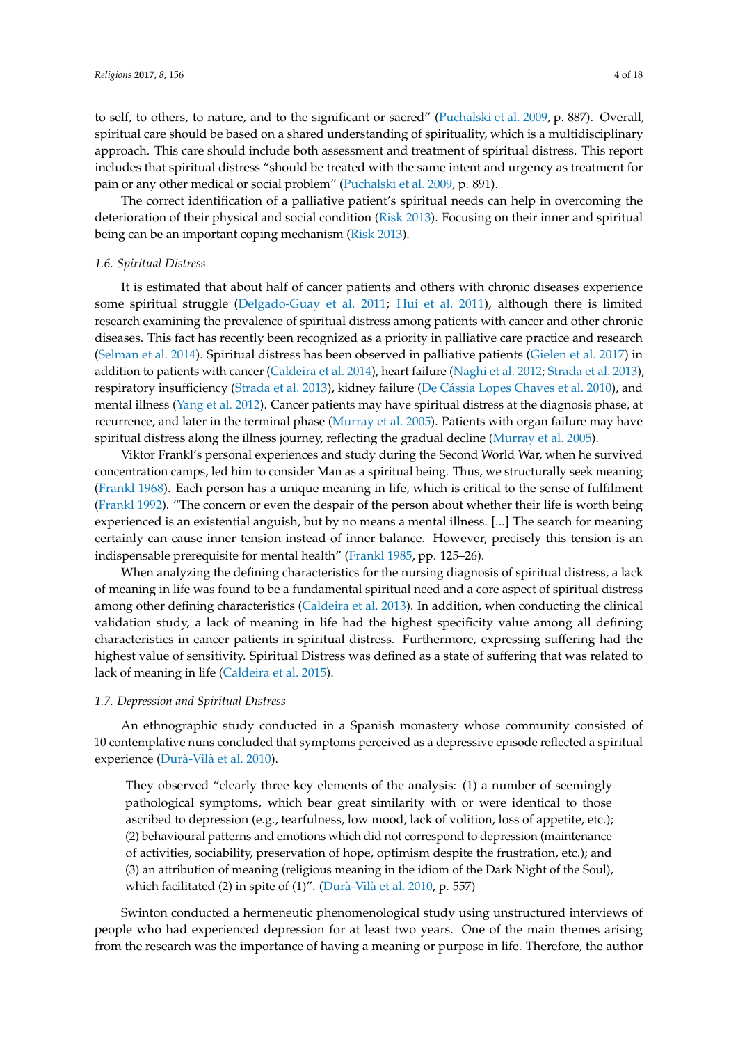to self, to others, to nature, and to the significant or sacred" (Puchalski et al. 2009, p. 887). Overall, spiritual care should be based on a shared understanding of spirituality, which is a multidisciplinary approach. This care should include both assessment and treatment of spiritual distress. This report includes that spiritual distress "should be treated with the same intent and urgency as treatment for pain or any other medical or social problem" (Puchalski et al. 2009, p. 891).

The correct identification of a palliative patient's spiritual needs can help in overcoming the deterioration of their physical and social condition (Risk 2013). Focusing on their inner and spiritual being can be an important coping mechanism (Risk 2013).

### *1.6. Spiritual Distress*

It is estimated that about half of cancer patients and others with chronic diseases experience some spiritual struggle (Delgado-Guay et al. 2011; Hui et al. 2011), although there is limited research examining the prevalence of spiritual distress among patients with cancer and other chronic diseases. This fact has recently been recognized as a priority in palliative care practice and research (Selman et al. 2014). Spiritual distress has been observed in palliative patients (Gielen et al. 2017) in addition to patients with cancer (Caldeira et al. 2014), heart failure (Naghi et al. 2012; Strada et al. 2013), respiratory insufficiency (Strada et al. 2013), kidney failure (De Cássia Lopes Chaves et al. 2010), and mental illness (Yang et al. 2012). Cancer patients may have spiritual distress at the diagnosis phase, at recurrence, and later in the terminal phase (Murray et al. 2005). Patients with organ failure may have spiritual distress along the illness journey, reflecting the gradual decline (Murray et al. 2005).

Viktor Frankl's personal experiences and study during the Second World War, when he survived concentration camps, led him to consider Man as a spiritual being. Thus, we structurally seek meaning (Frankl 1968). Each person has a unique meaning in life, which is critical to the sense of fulfilment (Frankl 1992). "The concern or even the despair of the person about whether their life is worth being experienced is an existential anguish, but by no means a mental illness. [...] The search for meaning certainly can cause inner tension instead of inner balance. However, precisely this tension is an indispensable prerequisite for mental health" (Frankl 1985, pp. 125–26).

When analyzing the defining characteristics for the nursing diagnosis of spiritual distress, a lack of meaning in life was found to be a fundamental spiritual need and a core aspect of spiritual distress among other defining characteristics (Caldeira et al. 2013). In addition, when conducting the clinical validation study, a lack of meaning in life had the highest specificity value among all defining characteristics in cancer patients in spiritual distress. Furthermore, expressing suffering had the highest value of sensitivity. Spiritual Distress was defined as a state of suffering that was related to lack of meaning in life (Caldeira et al. 2015).

### *1.7. Depression and Spiritual Distress*

An ethnographic study conducted in a Spanish monastery whose community consisted of 10 contemplative nuns concluded that symptoms perceived as a depressive episode reflected a spiritual experience (Durà-Vilà et al. 2010).

> They observed "clearly three key elements of the analysis: (1) a number of seemingly pathological symptoms, which bear great similarity with or were identical to those ascribed to depression (e.g., tearfulness, low mood, lack of volition, loss of appetite, etc.); (2) behavioural patterns and emotions which did not correspond to depression (maintenance of activities, sociability, preservation of hope, optimism despite the frustration, etc.); and (3) an attribution of meaning (religious meaning in the idiom of the Dark Night of the Soul), which facilitated (2) in spite of (1)". (Durà-Vilà et al. 2010, p. 557)

Swinton conducted a hermeneutic phenomenological study using unstructured interviews of people who had experienced depression for at least two years. One of the main themes arising from the research was the importance of having a meaning or purpose in life. Therefore, the author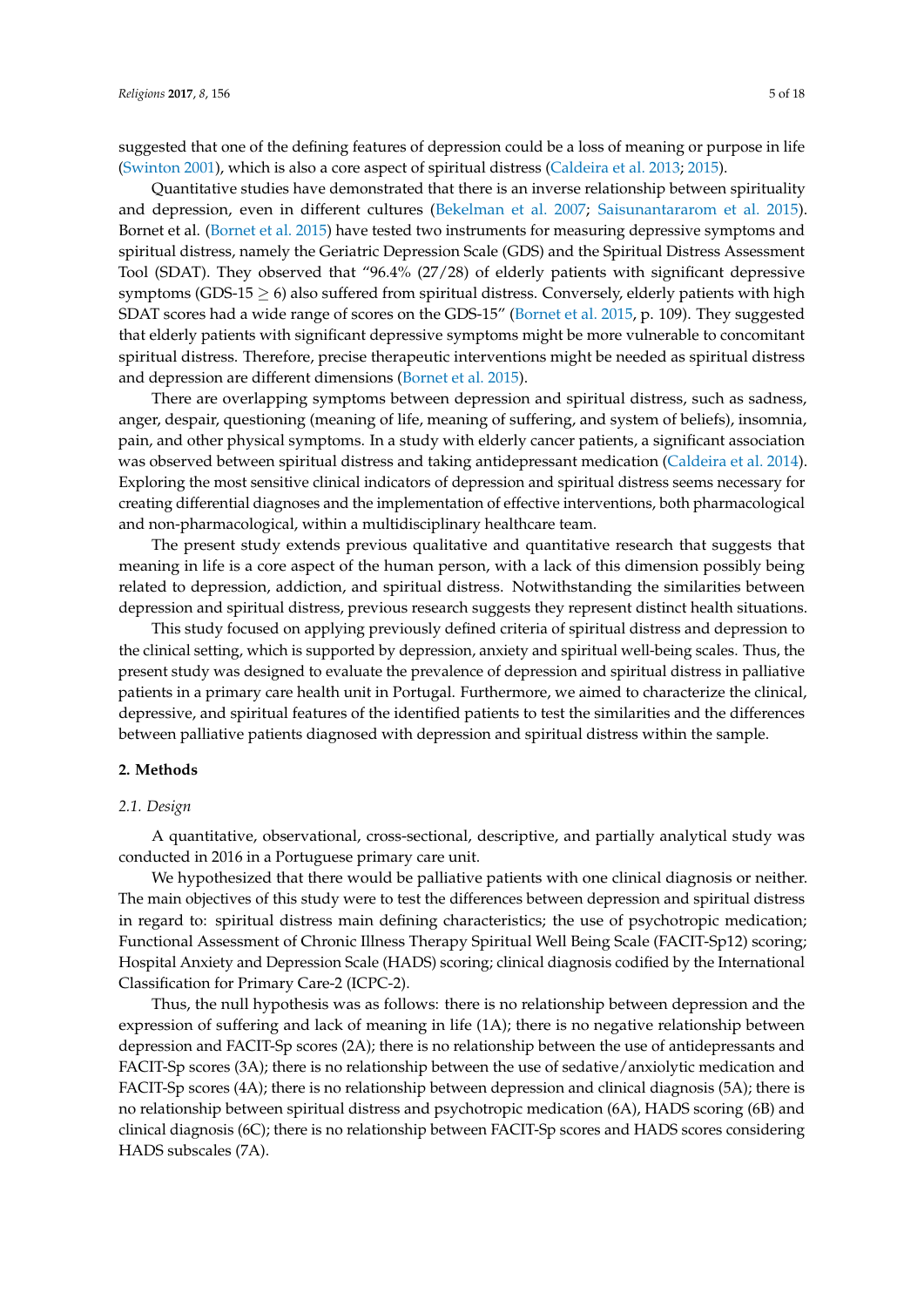suggested that one of the defining features of depression could be a loss of meaning or purpose in life (Swinton 2001), which is also a core aspect of spiritual distress (Caldeira et al. 2013; 2015).

Quantitative studies have demonstrated that there is an inverse relationship between spirituality and depression, even in different cultures (Bekelman et al. 2007; Saisunantararom et al. 2015). Bornet et al. (Bornet et al. 2015) have tested two instruments for measuring depressive symptoms and spiritual distress, namely the Geriatric Depression Scale (GDS) and the Spiritual Distress Assessment Tool (SDAT). They observed that "96.4% (27/28) of elderly patients with significant depressive symptoms (GDS-15 $\geq$ 6) also suffered from spiritual distress. Conversely, elderly patients with high SDAT scores had a wide range of scores on the GDS-15" (Bornet et al. 2015, p. 109). They suggested that elderly patients with significant depressive symptoms might be more vulnerable to concomitant spiritual distress. Therefore, precise therapeutic interventions might be needed as spiritual distress and depression are different dimensions (Bornet et al. 2015).

There are overlapping symptoms between depression and spiritual distress, such as sadness, anger, despair, questioning (meaning of life, meaning of suffering, and system of beliefs), insomnia, pain, and other physical symptoms. In a study with elderly cancer patients, a significant association was observed between spiritual distress and taking antidepressant medication (Caldeira et al. 2014). Exploring the most sensitive clinical indicators of depression and spiritual distress seems necessary for creating differential diagnoses and the implementation of effective interventions, both pharmacological and non-pharmacological, within a multidisciplinary healthcare team.

The present study extends previous qualitative and quantitative research that suggests that meaning in life is a core aspect of the human person, with a lack of this dimension possibly being related to depression, addiction, and spiritual distress. Notwithstanding the similarities between depression and spiritual distress, previous research suggests they represent distinct health situations.

This study focused on applying previously defined criteria of spiritual distress and depression to the clinical setting, which is supported by depression, anxiety and spiritual well-being scales. Thus, the present study was designed to evaluate the prevalence of depression and spiritual distress in palliative patients in a primary care health unit in Portugal. Furthermore, we aimed to characterize the clinical, depressive, and spiritual features of the identified patients to test the similarities and the differences between palliative patients diagnosed with depression and spiritual distress within the sample.

## 2. Methods

### 2.1. Design

A quantitative, observational, cross-sectional, descriptive, and partially analytical study was conducted in 2016 in a Portuguese primary care unit.

We hypothesized that there would be palliative patients with one clinical diagnosis or neither. The main objectives of this study were to test the differences between depression and spiritual distress in regard to: spiritual distress main defining characteristics; the use of psychotropic medication; Functional Assessment of Chronic Illness Therapy Spiritual Well Being Scale (FACIT-Sp12) scoring; Hospital Anxiety and Depression Scale (HADS) scoring; clinical diagnosis codified by the International Classification for Primary Care-2 (ICPC-2).

Thus, the null hypothesis was as follows: there is no relationship between depression and the expression of suffering and lack of meaning in life (1A); there is no negative relationship between depression and FACIT-Sp scores (2A); there is no relationship between the use of antidepressants and FACIT-Sp scores (3A); there is no relationship between the use of sedative/anxiolytic medication and FACIT-Sp scores (4A); there is no relationship between depression and clinical diagnosis (5A); there is no relationship between spiritual distress and psychotropic medication (6A), HADS scoring (6B) and clinical diagnosis (6C); there is no relationship between FACIT-Sp scores and HADS scores considering HADS subscales (7A).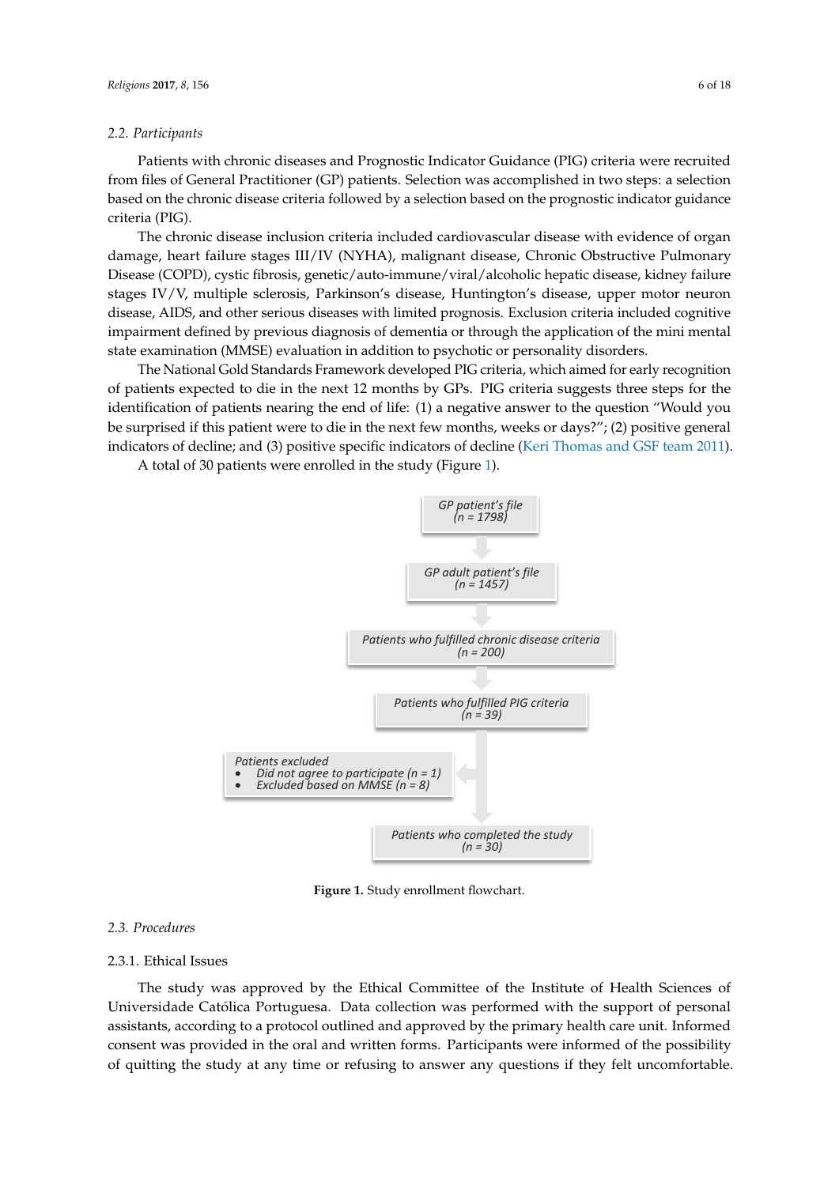### 2.2. Participants

Patients with chronic diseases and Prognostic Indicator Guidance (PIG) criteria were recruited from files of General Practitioner (GP) patients. Selection was accomplished in two steps: a selection based on the chronic disease criteria followed by a selection based on the prognostic indicator guidance criteria (PIG).

The chronic disease inclusion criteria included cardiovascular disease with evidence of organ damage, heart failure stages III/IV (NYHA), malignant disease, Chronic Obstructive Pulmonary Disease (COPD), cystic fibrosis, genetic/auto-immune/viral/alcoholic hepatic disease, kidney failure stages IV/V, multiple sclerosis, Parkinson's disease, Huntington's disease, upper motor neuron disease, AIDS, and other serious diseases with limited prognosis. Exclusion criteria included cognitive impairment defined by previous diagnosis of dementia or through the application of the mini mental state examination (MMSE) evaluation in addition to psychotic or personality disorders.

The National Gold Standards Framework developed PIG criteria, which aimed for early recognition of patients expected to die in the next 12 months by GPs. PIG criteria suggests three steps for the identification of patients nearing the end of life: (1) a negative answer to the question "Would you be surprised if this patient were to die in the next few months, weeks or days?"; (2) positive general indicators of decline; and (3) positive specific indicators of decline (Keri Thomas and GSF team 2011).

A total of 30 patients were enrolled in the study (Figure 1).

*GP patient's file (n = 1798)*

↓

*GP adult patient's file (n = 1457)*

↓

*Patients who fulfilled chronic disease criteria (n = 200)*

↓

*Patients who fulfilled PIG criteria (n = 39)*

↓ → *Patients excluded*
- *Did not agree to participate (n = 1)*
- *Excluded based on MMSE (n = 8)*

↓

*Patients who completed the study (n = 30)*

**Figure 1.** Study enrollment flowchart.

### 2.3. Procedures

#### 2.3.1. Ethical Issues

The study was approved by the Ethical Committee of the Institute of Health Sciences of Universidade Católica Portuguesa. Data collection was performed with the support of personal assistants, according to a protocol outlined and approved by the primary health care unit. Informed consent was provided in the oral and written forms. Participants were informed of the possibility of quitting the study at any time or refusing to answer any questions if they felt uncomfortable.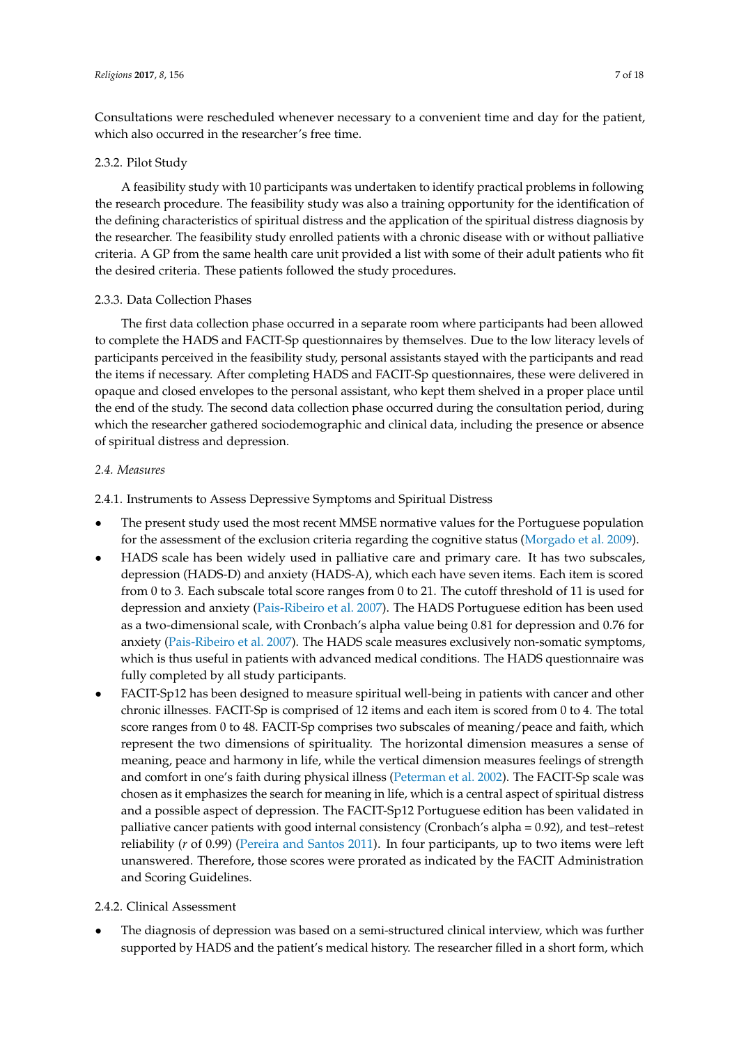Consultations were rescheduled whenever necessary to a convenient time and day for the patient, which also occurred in the researcher's free time.

#### 2.3.2. Pilot Study

A feasibility study with 10 participants was undertaken to identify practical problems in following the research procedure. The feasibility study was also a training opportunity for the identification of the defining characteristics of spiritual distress and the application of the spiritual distress diagnosis by the researcher. The feasibility study enrolled patients with a chronic disease with or without palliative criteria. A GP from the same health care unit provided a list with some of their adult patients who fit the desired criteria. These patients followed the study procedures.

#### 2.3.3. Data Collection Phases

The first data collection phase occurred in a separate room where participants had been allowed to complete the HADS and FACIT-Sp questionnaires by themselves. Due to the low literacy levels of participants perceived in the feasibility study, personal assistants stayed with the participants and read the items if necessary. After completing HADS and FACIT-Sp questionnaires, these were delivered in opaque and closed envelopes to the personal assistant, who kept them shelved in a proper place until the end of the study. The second data collection phase occurred during the consultation period, during which the researcher gathered sociodemographic and clinical data, including the presence or absence of spiritual distress and depression.

### *2.4. Measures*

#### 2.4.1. Instruments to Assess Depressive Symptoms and Spiritual Distress

- The present study used the most recent MMSE normative values for the Portuguese population for the assessment of the exclusion criteria regarding the cognitive status (Morgado et al. 2009).
- HADS scale has been widely used in palliative care and primary care. It has two subscales, depression (HADS-D) and anxiety (HADS-A), which each have seven items. Each item is scored from 0 to 3. Each subscale total score ranges from 0 to 21. The cutoff threshold of 11 is used for depression and anxiety (Pais-Ribeiro et al. 2007). The HADS Portuguese edition has been used as a two-dimensional scale, with Cronbach's alpha value being 0.81 for depression and 0.76 for anxiety (Pais-Ribeiro et al. 2007). The HADS scale measures exclusively non-somatic symptoms, which is thus useful in patients with advanced medical conditions. The HADS questionnaire was fully completed by all study participants.
- FACIT-Sp12 has been designed to measure spiritual well-being in patients with cancer and other chronic illnesses. FACIT-Sp is comprised of 12 items and each item is scored from 0 to 4. The total score ranges from 0 to 48. FACIT-Sp comprises two subscales of meaning/peace and faith, which represent the two dimensions of spirituality. The horizontal dimension measures a sense of meaning, peace and harmony in life, while the vertical dimension measures feelings of strength and comfort in one's faith during physical illness (Peterman et al. 2002). The FACIT-Sp scale was chosen as it emphasizes the search for meaning in life, which is a central aspect of spiritual distress and a possible aspect of depression. The FACIT-Sp12 Portuguese edition has been validated in palliative cancer patients with good internal consistency (Cronbach's alpha = 0.92), and test–retest reliability ($r$ of 0.99) (Pereira and Santos 2011). In four participants, up to two items were left unanswered. Therefore, those scores were prorated as indicated by the FACIT Administration and Scoring Guidelines.

#### 2.4.2. Clinical Assessment

- The diagnosis of depression was based on a semi-structured clinical interview, which was further supported by HADS and the patient's medical history. The researcher filled in a short form, which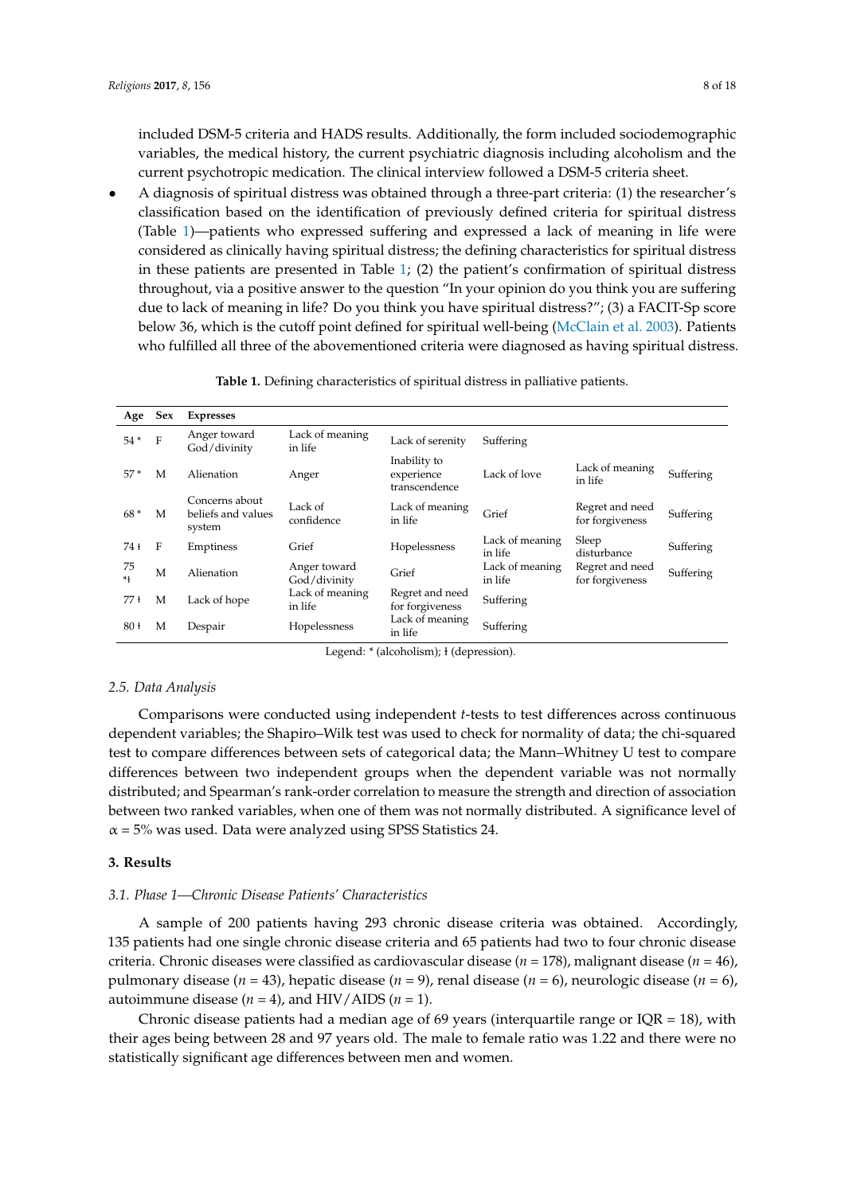included DSM-5 criteria and HADS results. Additionally, the form included sociodemographic variables, the medical history, the current psychiatric diagnosis including alcoholism and the current psychotropic medication. The clinical interview followed a DSM-5 criteria sheet.

- A diagnosis of spiritual distress was obtained through a three-part criteria: (1) the researcher's classification based on the identification of previously defined criteria for spiritual distress (Table 1)—patients who expressed suffering and expressed a lack of meaning in life were considered as clinically having spiritual distress; the defining characteristics for spiritual distress in these patients are presented in Table 1; (2) the patient's confirmation of spiritual distress throughout, via a positive answer to the question "In your opinion do you think you are suffering due to lack of meaning in life? Do you think you have spiritual distress?"; (3) a FACIT-Sp score below 36, which is the cutoff point defined for spiritual well-being (McClain et al. 2003). Patients who fulfilled all three of the abovementioned criteria were diagnosed as having spiritual distress.

**Table 1.** Defining characteristics of spiritual distress in palliative patients.

| Age | Sex | Expresses | | | | | |
|---|---|---|---|---|---|---|---|
| 54 * | F | Anger toward God/divinity | Lack of meaning in life | Lack of serenity | Suffering | | |
| 57 * | M | Alienation | Anger | Inability to experience transcendence | Lack of love | Lack of meaning in life | Suffering |
| 68 * | M | Concerns about beliefs and values system | Lack of confidence | Lack of meaning in life | Grief | Regret and need for forgiveness | Suffering |
| 74 ł | F | Emptiness | Grief | Hopelessness | Lack of meaning in life | Sleep disturbance | Suffering |
| 75 *ł | M | Alienation | Anger toward God/divinity | Grief | Lack of meaning in life | Regret and need for forgiveness | Suffering |
| 77 ł | M | Lack of hope | Lack of meaning in life | Regret and need for forgiveness | Suffering | | |
| 80 ł | M | Despair | Hopelessness | Lack of meaning in life | Suffering | | |

Legend: * (alcoholism); ł (depression).

### 2.5. Data Analysis

Comparisons were conducted using independent *t*-tests to test differences across continuous dependent variables; the Shapiro–Wilk test was used to check for normality of data; the chi-squared test to compare differences between sets of categorical data; the Mann–Whitney U test to compare differences between two independent groups when the dependent variable was not normally distributed; and Spearman's rank-order correlation to measure the strength and direction of association between two ranked variables, when one of them was not normally distributed. A significance level of $\alpha = 5\%$ was used. Data were analyzed using SPSS Statistics 24.

## 3. Results

### 3.1. Phase 1—Chronic Disease Patients' Characteristics

A sample of 200 patients having 293 chronic disease criteria was obtained. Accordingly, 135 patients had one single chronic disease criteria and 65 patients had two to four chronic disease criteria. Chronic diseases were classified as cardiovascular disease ($n = 178$), malignant disease ($n = 46$), pulmonary disease ($n = 43$), hepatic disease ($n = 9$), renal disease ($n = 6$), neurologic disease ($n = 6$), autoimmune disease ($n = 4$), and HIV/AIDS ($n = 1$).

Chronic disease patients had a median age of 69 years (interquartile range or IQR = 18), with their ages being between 28 and 97 years old. The male to female ratio was 1.22 and there were no statistically significant age differences between men and women.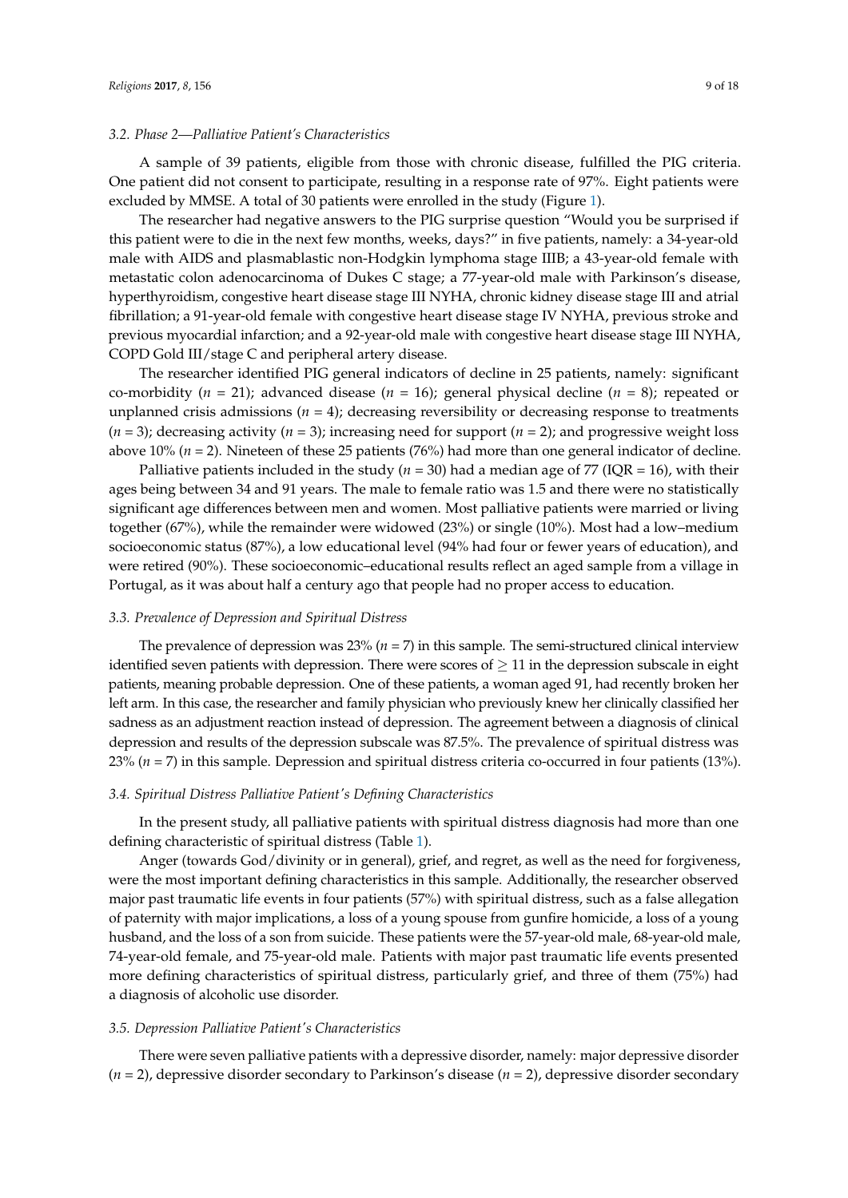### 3.2. Phase 2—Palliative Patient's Characteristics

A sample of 39 patients, eligible from those with chronic disease, fulfilled the PIG criteria. One patient did not consent to participate, resulting in a response rate of 97%. Eight patients were excluded by MMSE. A total of 30 patients were enrolled in the study (Figure 1).

The researcher had negative answers to the PIG surprise question "Would you be surprised if this patient were to die in the next few months, weeks, days?" in five patients, namely: a 34-year-old male with AIDS and plasmablastic non-Hodgkin lymphoma stage IIIB; a 43-year-old female with metastatic colon adenocarcinoma of Dukes C stage; a 77-year-old male with Parkinson's disease, hyperthyroidism, congestive heart disease stage III NYHA, chronic kidney disease stage III and atrial fibrillation; a 91-year-old female with congestive heart disease stage IV NYHA, previous stroke and previous myocardial infarction; and a 92-year-old male with congestive heart disease stage III NYHA, COPD Gold III/stage C and peripheral artery disease.

The researcher identified PIG general indicators of decline in 25 patients, namely: significant co-morbidity ($n$ = 21); advanced disease ($n$ = 16); general physical decline ($n$ = 8); repeated or unplanned crisis admissions ($n$ = 4); decreasing reversibility or decreasing response to treatments ($n$ = 3); decreasing activity ($n$ = 3); increasing need for support ($n$ = 2); and progressive weight loss above 10% ($n$ = 2). Nineteen of these 25 patients (76%) had more than one general indicator of decline.

Palliative patients included in the study ($n$ = 30) had a median age of 77 (IQR = 16), with their ages being between 34 and 91 years. The male to female ratio was 1.5 and there were no statistically significant age differences between men and women. Most palliative patients were married or living together (67%), while the remainder were widowed (23%) or single (10%). Most had a low–medium socioeconomic status (87%), a low educational level (94% had four or fewer years of education), and were retired (90%). These socioeconomic–educational results reflect an aged sample from a village in Portugal, as it was about half a century ago that people had no proper access to education.

### 3.3. Prevalence of Depression and Spiritual Distress

The prevalence of depression was 23% ($n$ = 7) in this sample. The semi-structured clinical interview identified seven patients with depression. There were scores of $\geq$ 11 in the depression subscale in eight patients, meaning probable depression. One of these patients, a woman aged 91, had recently broken her left arm. In this case, the researcher and family physician who previously knew her clinically classified her sadness as an adjustment reaction instead of depression. The agreement between a diagnosis of clinical depression and results of the depression subscale was 87.5%. The prevalence of spiritual distress was 23% ($n$ = 7) in this sample. Depression and spiritual distress criteria co-occurred in four patients (13%).

### 3.4. Spiritual Distress Palliative Patient's Defining Characteristics

In the present study, all palliative patients with spiritual distress diagnosis had more than one defining characteristic of spiritual distress (Table 1).

Anger (towards God/divinity or in general), grief, and regret, as well as the need for forgiveness, were the most important defining characteristics in this sample. Additionally, the researcher observed major past traumatic life events in four patients (57%) with spiritual distress, such as a false allegation of paternity with major implications, a loss of a young spouse from gunfire homicide, a loss of a young husband, and the loss of a son from suicide. These patients were the 57-year-old male, 68-year-old male, 74-year-old female, and 75-year-old male. Patients with major past traumatic life events presented more defining characteristics of spiritual distress, particularly grief, and three of them (75%) had a diagnosis of alcoholic use disorder.

### 3.5. Depression Palliative Patient's Characteristics

There were seven palliative patients with a depressive disorder, namely: major depressive disorder ($n$ = 2), depressive disorder secondary to Parkinson's disease ($n$ = 2), depressive disorder secondary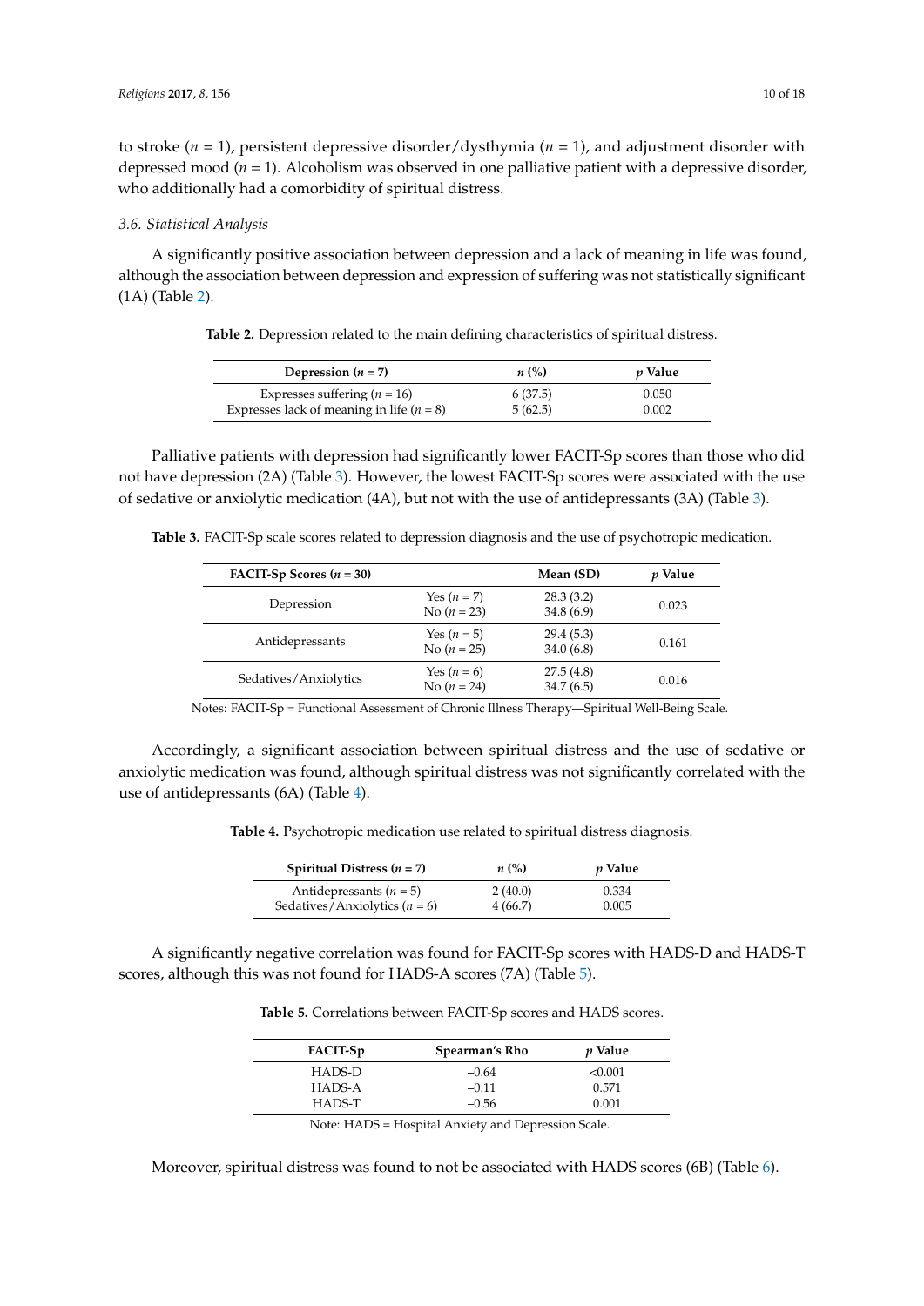to stroke ($n$ = 1), persistent depressive disorder/dysthymia ($n$ = 1), and adjustment disorder with depressed mood ($n$ = 1). Alcoholism was observed in one palliative patient with a depressive disorder, who additionally had a comorbidity of spiritual distress.

### 3.6. Statistical Analysis

A significantly positive association between depression and a lack of meaning in life was found, although the association between depression and expression of suffering was not statistically significant (1A) (Table 2).

**Table 2.** Depression related to the main defining characteristics of spiritual distress.

| Depression ($n$ = 7) | $n$ (%) | $p$ Value |
|---|---|---|
| Expresses suffering ($n$ = 16) | 6 (37.5) | 0.050 |
| Expresses lack of meaning in life ($n$ = 8) | 5 (62.5) | 0.002 |

Palliative patients with depression had significantly lower FACIT-Sp scores than those who did not have depression (2A) (Table 3). However, the lowest FACIT-Sp scores were associated with the use of sedative or anxiolytic medication (4A), but not with the use of antidepressants (3A) (Table 3).

**Table 3.** FACIT-Sp scale scores related to depression diagnosis and the use of psychotropic medication.

| FACIT-Sp Scores ($n$ = 30) | | Mean (SD) | $p$ Value |
|---|---|---|---|
| Depression | Yes ($n$ = 7) | 28.3 (3.2) | 0.023 |
| | No ($n$ = 23) | 34.8 (6.9) | |
| Antidepressants | Yes ($n$ = 5) | 29.4 (5.3) | 0.161 |
| | No ($n$ = 25) | 34.0 (6.8) | |
| Sedatives/Anxiolytics | Yes ($n$ = 6) | 27.5 (4.8) | 0.016 |
| | No ($n$ = 24) | 34.7 (6.5) | |

Notes: FACIT-Sp = Functional Assessment of Chronic Illness Therapy—Spiritual Well-Being Scale.

Accordingly, a significant association between spiritual distress and the use of sedative or anxiolytic medication was found, although spiritual distress was not significantly correlated with the use of antidepressants (6A) (Table 4).

**Table 4.** Psychotropic medication use related to spiritual distress diagnosis.

| Spiritual Distress ($n$ = 7) | $n$ (%) | $p$ Value |
|---|---|---|
| Antidepressants ($n$ = 5) | 2 (40.0) | 0.334 |
| Sedatives/Anxiolytics ($n$ = 6) | 4 (66.7) | 0.005 |

A significantly negative correlation was found for FACIT-Sp scores with HADS-D and HADS-T scores, although this was not found for HADS-A scores (7A) (Table 5).

**Table 5.** Correlations between FACIT-Sp scores and HADS scores.

| FACIT-Sp | Spearman's Rho | $p$ Value |
|---|---|---|
| HADS-D | −0.64 | <0.001 |
| HADS-A | −0.11 | 0.571 |
| HADS-T | −0.56 | 0.001 |

Note: HADS = Hospital Anxiety and Depression Scale.

Moreover, spiritual distress was found to not be associated with HADS scores (6B) (Table 6).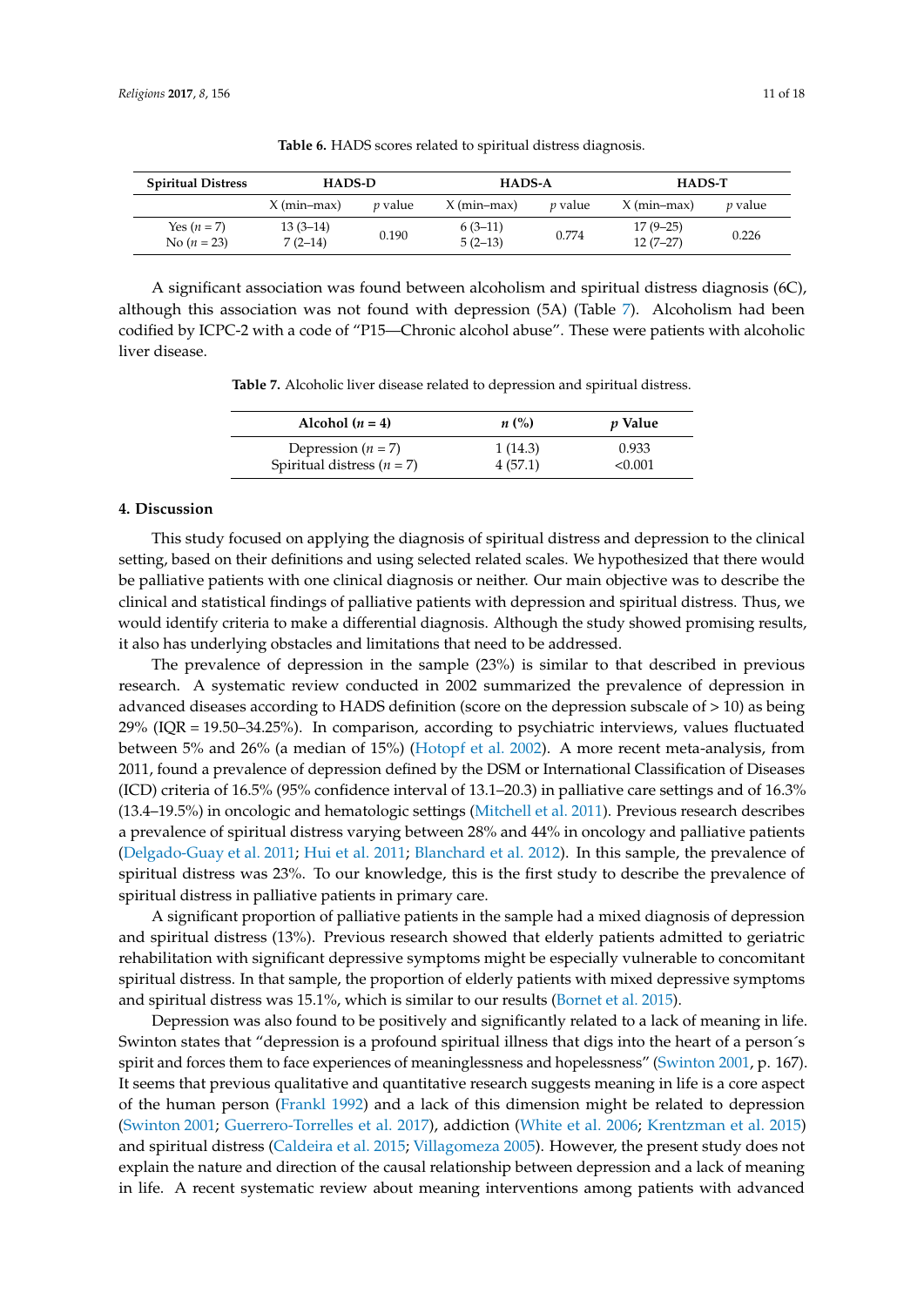**Table 6.** HADS scores related to spiritual distress diagnosis.

| Spiritual Distress | HADS-D | | HADS-A | | HADS-T | |
|---|---|---|---|---|---|---|
| | X (min–max) | *p* value | X (min–max) | *p* value | X (min–max) | *p* value |
| Yes ($n = 7$)<br>No ($n = 23$) | 13 (3–14)<br>7 (2–14) | 0.190 | 6 (3–11)<br>5 (2–13) | 0.774 | 17 (9–25)<br>12 (7–27) | 0.226 |

A significant association was found between alcoholism and spiritual distress diagnosis (6C), although this association was not found with depression (5A) (Table 7). Alcoholism had been codified by ICPC-2 with a code of "P15—Chronic alcohol abuse". These were patients with alcoholic liver disease.

**Table 7.** Alcoholic liver disease related to depression and spiritual distress.

| Alcohol ($n = 4$) | $n$ (%) | $p$ Value |
|---|---|---|
| Depression ($n = 7$) | 1 (14.3) | 0.933 |
| Spiritual distress ($n = 7$) | 4 (57.1) | <0.001 |

## 4. Discussion

This study focused on applying the diagnosis of spiritual distress and depression to the clinical setting, based on their definitions and using selected related scales. We hypothesized that there would be palliative patients with one clinical diagnosis or neither. Our main objective was to describe the clinical and statistical findings of palliative patients with depression and spiritual distress. Thus, we would identify criteria to make a differential diagnosis. Although the study showed promising results, it also has underlying obstacles and limitations that need to be addressed.

The prevalence of depression in the sample (23%) is similar to that described in previous research. A systematic review conducted in 2002 summarized the prevalence of depression in advanced diseases according to HADS definition (score on the depression subscale of > 10) as being 29% (IQR = 19.50–34.25%). In comparison, according to psychiatric interviews, values fluctuated between 5% and 26% (a median of 15%) (Hotopf et al. 2002). A more recent meta-analysis, from 2011, found a prevalence of depression defined by the DSM or International Classification of Diseases (ICD) criteria of 16.5% (95% confidence interval of 13.1–20.3) in palliative care settings and of 16.3% (13.4–19.5%) in oncologic and hematologic settings (Mitchell et al. 2011). Previous research describes a prevalence of spiritual distress varying between 28% and 44% in oncology and palliative patients (Delgado-Guay et al. 2011; Hui et al. 2011; Blanchard et al. 2012). In this sample, the prevalence of spiritual distress was 23%. To our knowledge, this is the first study to describe the prevalence of spiritual distress in palliative patients in primary care.

A significant proportion of palliative patients in the sample had a mixed diagnosis of depression and spiritual distress (13%). Previous research showed that elderly patients admitted to geriatric rehabilitation with significant depressive symptoms might be especially vulnerable to concomitant spiritual distress. In that sample, the proportion of elderly patients with mixed depressive symptoms and spiritual distress was 15.1%, which is similar to our results (Bornet et al. 2015).

Depression was also found to be positively and significantly related to a lack of meaning in life. Swinton states that "depression is a profound spiritual illness that digs into the heart of a person´s spirit and forces them to face experiences of meaninglessness and hopelessness" (Swinton 2001, p. 167). It seems that previous qualitative and quantitative research suggests meaning in life is a core aspect of the human person (Frankl 1992) and a lack of this dimension might be related to depression (Swinton 2001; Guerrero-Torrelles et al. 2017), addiction (White et al. 2006; Krentzman et al. 2015) and spiritual distress (Caldeira et al. 2015; Villagomeza 2005). However, the present study does not explain the nature and direction of the causal relationship between depression and a lack of meaning in life. A recent systematic review about meaning interventions among patients with advanced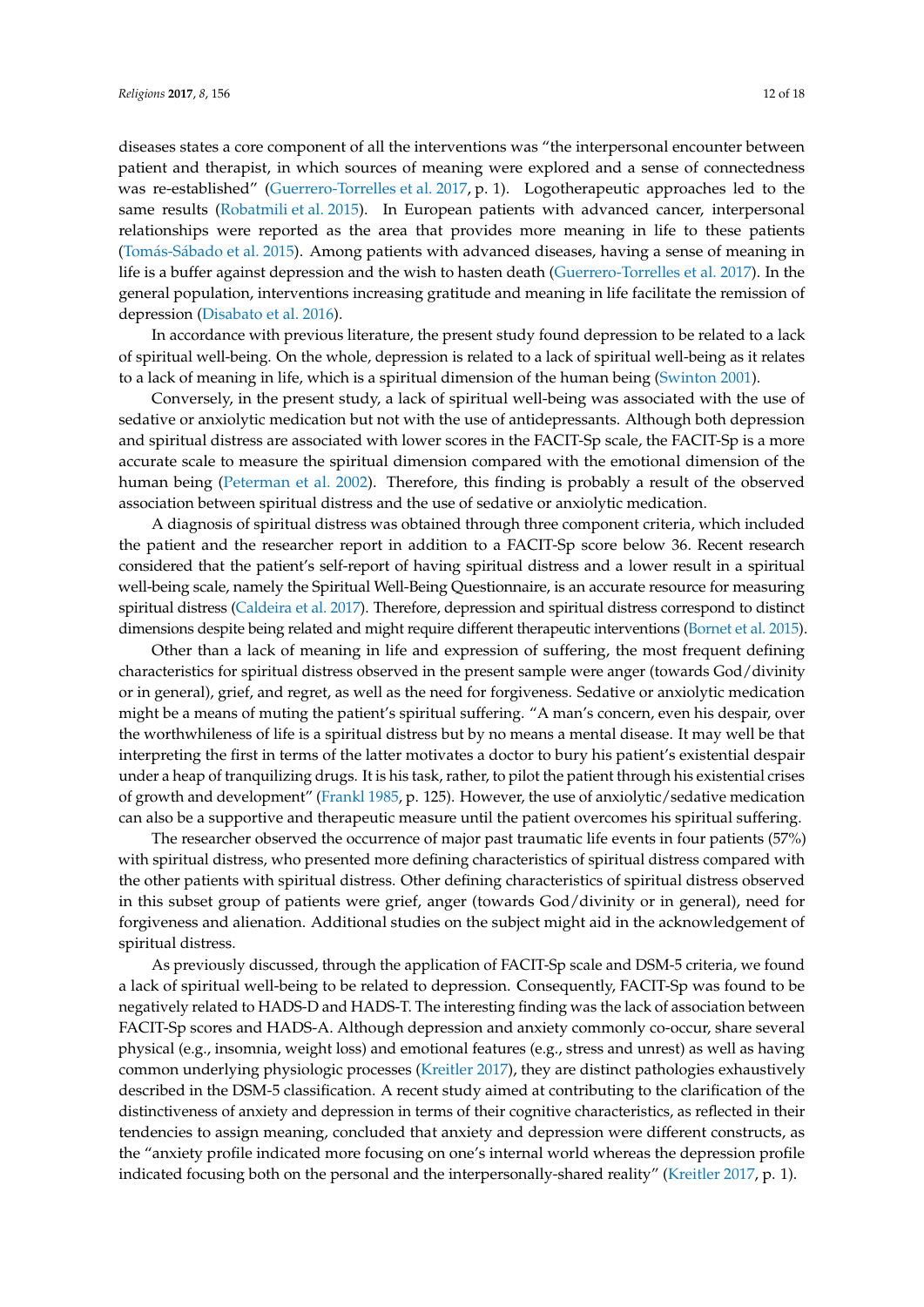diseases states a core component of all the interventions was "the interpersonal encounter between patient and therapist, in which sources of meaning were explored and a sense of connectedness was re-established" (Guerrero-Torrelles et al. 2017, p. 1). Logotherapeutic approaches led to the same results (Robatmili et al. 2015). In European patients with advanced cancer, interpersonal relationships were reported as the area that provides more meaning in life to these patients (Tomás-Sábado et al. 2015). Among patients with advanced diseases, having a sense of meaning in life is a buffer against depression and the wish to hasten death (Guerrero-Torrelles et al. 2017). In the general population, interventions increasing gratitude and meaning in life facilitate the remission of depression (Disabato et al. 2016).

In accordance with previous literature, the present study found depression to be related to a lack of spiritual well-being. On the whole, depression is related to a lack of spiritual well-being as it relates to a lack of meaning in life, which is a spiritual dimension of the human being (Swinton 2001).

Conversely, in the present study, a lack of spiritual well-being was associated with the use of sedative or anxiolytic medication but not with the use of antidepressants. Although both depression and spiritual distress are associated with lower scores in the FACIT-Sp scale, the FACIT-Sp is a more accurate scale to measure the spiritual dimension compared with the emotional dimension of the human being (Peterman et al. 2002). Therefore, this finding is probably a result of the observed association between spiritual distress and the use of sedative or anxiolytic medication.

A diagnosis of spiritual distress was obtained through three component criteria, which included the patient and the researcher report in addition to a FACIT-Sp score below 36. Recent research considered that the patient's self-report of having spiritual distress and a lower result in a spiritual well-being scale, namely the Spiritual Well-Being Questionnaire, is an accurate resource for measuring spiritual distress (Caldeira et al. 2017). Therefore, depression and spiritual distress correspond to distinct dimensions despite being related and might require different therapeutic interventions (Bornet et al. 2015).

Other than a lack of meaning in life and expression of suffering, the most frequent defining characteristics for spiritual distress observed in the present sample were anger (towards God/divinity or in general), grief, and regret, as well as the need for forgiveness. Sedative or anxiolytic medication might be a means of muting the patient's spiritual suffering. "A man's concern, even his despair, over the worthwhileness of life is a spiritual distress but by no means a mental disease. It may well be that interpreting the first in terms of the latter motivates a doctor to bury his patient's existential despair under a heap of tranquilizing drugs. It is his task, rather, to pilot the patient through his existential crises of growth and development" (Frankl 1985, p. 125). However, the use of anxiolytic/sedative medication can also be a supportive and therapeutic measure until the patient overcomes his spiritual suffering.

The researcher observed the occurrence of major past traumatic life events in four patients (57%) with spiritual distress, who presented more defining characteristics of spiritual distress compared with the other patients with spiritual distress. Other defining characteristics of spiritual distress observed in this subset group of patients were grief, anger (towards God/divinity or in general), need for forgiveness and alienation. Additional studies on the subject might aid in the acknowledgement of spiritual distress.

As previously discussed, through the application of FACIT-Sp scale and DSM-5 criteria, we found a lack of spiritual well-being to be related to depression. Consequently, FACIT-Sp was found to be negatively related to HADS-D and HADS-T. The interesting finding was the lack of association between FACIT-Sp scores and HADS-A. Although depression and anxiety commonly co-occur, share several physical (e.g., insomnia, weight loss) and emotional features (e.g., stress and unrest) as well as having common underlying physiologic processes (Kreitler 2017), they are distinct pathologies exhaustively described in the DSM-5 classification. A recent study aimed at contributing to the clarification of the distinctiveness of anxiety and depression in terms of their cognitive characteristics, as reflected in their tendencies to assign meaning, concluded that anxiety and depression were different constructs, as the "anxiety profile indicated more focusing on one's internal world whereas the depression profile indicated focusing both on the personal and the interpersonally-shared reality" (Kreitler 2017, p. 1).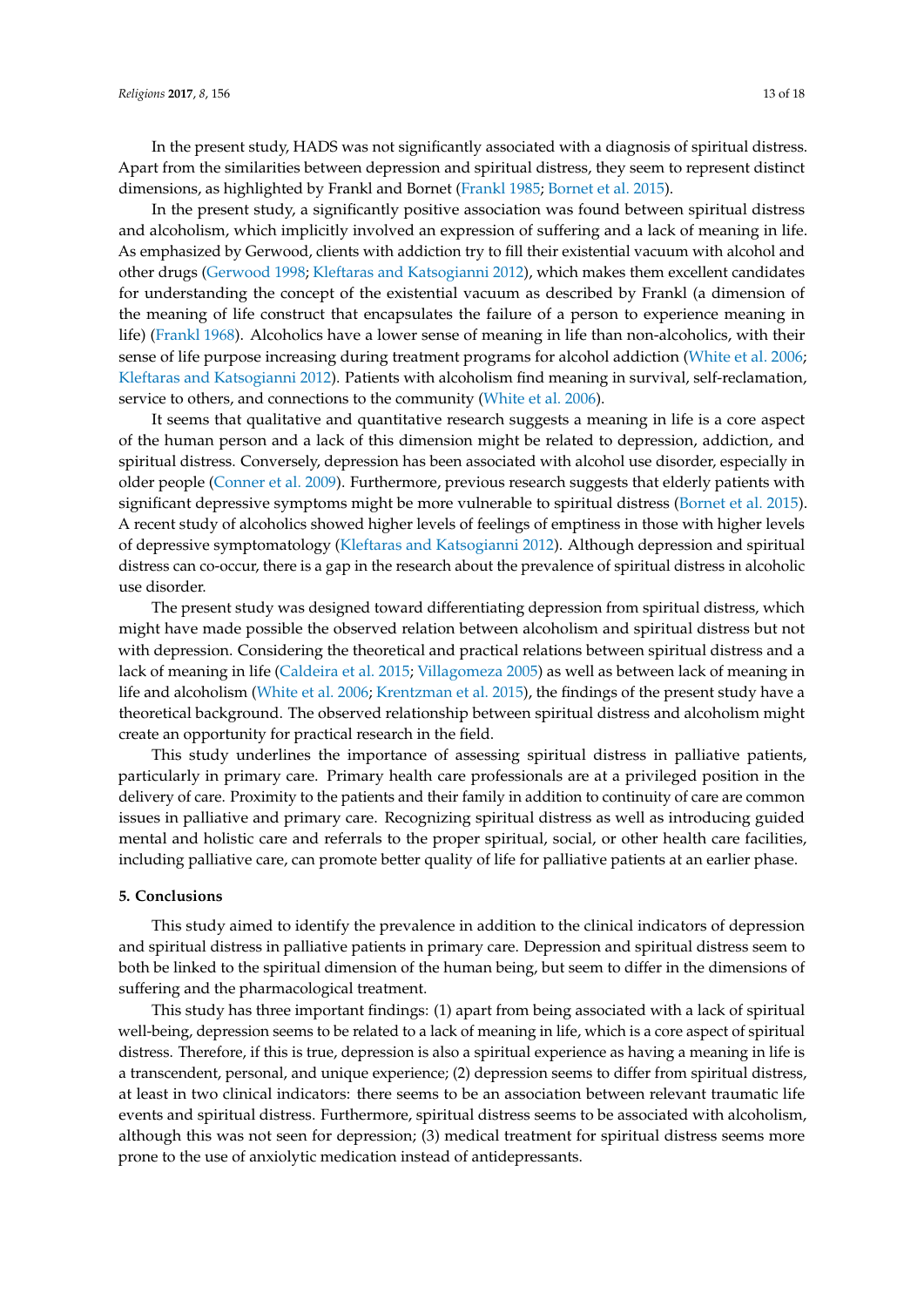In the present study, HADS was not significantly associated with a diagnosis of spiritual distress. Apart from the similarities between depression and spiritual distress, they seem to represent distinct dimensions, as highlighted by Frankl and Bornet (Frankl 1985; Bornet et al. 2015).

In the present study, a significantly positive association was found between spiritual distress and alcoholism, which implicitly involved an expression of suffering and a lack of meaning in life. As emphasized by Gerwood, clients with addiction try to fill their existential vacuum with alcohol and other drugs (Gerwood 1998; Kleftaras and Katsogianni 2012), which makes them excellent candidates for understanding the concept of the existential vacuum as described by Frankl (a dimension of the meaning of life construct that encapsulates the failure of a person to experience meaning in life) (Frankl 1968). Alcoholics have a lower sense of meaning in life than non-alcoholics, with their sense of life purpose increasing during treatment programs for alcohol addiction (White et al. 2006; Kleftaras and Katsogianni 2012). Patients with alcoholism find meaning in survival, self-reclamation, service to others, and connections to the community (White et al. 2006).

It seems that qualitative and quantitative research suggests a meaning in life is a core aspect of the human person and a lack of this dimension might be related to depression, addiction, and spiritual distress. Conversely, depression has been associated with alcohol use disorder, especially in older people (Conner et al. 2009). Furthermore, previous research suggests that elderly patients with significant depressive symptoms might be more vulnerable to spiritual distress (Bornet et al. 2015). A recent study of alcoholics showed higher levels of feelings of emptiness in those with higher levels of depressive symptomatology (Kleftaras and Katsogianni 2012). Although depression and spiritual distress can co-occur, there is a gap in the research about the prevalence of spiritual distress in alcoholic use disorder.

The present study was designed toward differentiating depression from spiritual distress, which might have made possible the observed relation between alcoholism and spiritual distress but not with depression. Considering the theoretical and practical relations between spiritual distress and a lack of meaning in life (Caldeira et al. 2015; Villagomeza 2005) as well as between lack of meaning in life and alcoholism (White et al. 2006; Krentzman et al. 2015), the findings of the present study have a theoretical background. The observed relationship between spiritual distress and alcoholism might create an opportunity for practical research in the field.

This study underlines the importance of assessing spiritual distress in palliative patients, particularly in primary care. Primary health care professionals are at a privileged position in the delivery of care. Proximity to the patients and their family in addition to continuity of care are common issues in palliative and primary care. Recognizing spiritual distress as well as introducing guided mental and holistic care and referrals to the proper spiritual, social, or other health care facilities, including palliative care, can promote better quality of life for palliative patients at an earlier phase.

## 5. Conclusions

This study aimed to identify the prevalence in addition to the clinical indicators of depression and spiritual distress in palliative patients in primary care. Depression and spiritual distress seem to both be linked to the spiritual dimension of the human being, but seem to differ in the dimensions of suffering and the pharmacological treatment.

This study has three important findings: (1) apart from being associated with a lack of spiritual well-being, depression seems to be related to a lack of meaning in life, which is a core aspect of spiritual distress. Therefore, if this is true, depression is also a spiritual experience as having a meaning in life is a transcendent, personal, and unique experience; (2) depression seems to differ from spiritual distress, at least in two clinical indicators: there seems to be an association between relevant traumatic life events and spiritual distress. Furthermore, spiritual distress seems to be associated with alcoholism, although this was not seen for depression; (3) medical treatment for spiritual distress seems more prone to the use of anxiolytic medication instead of antidepressants.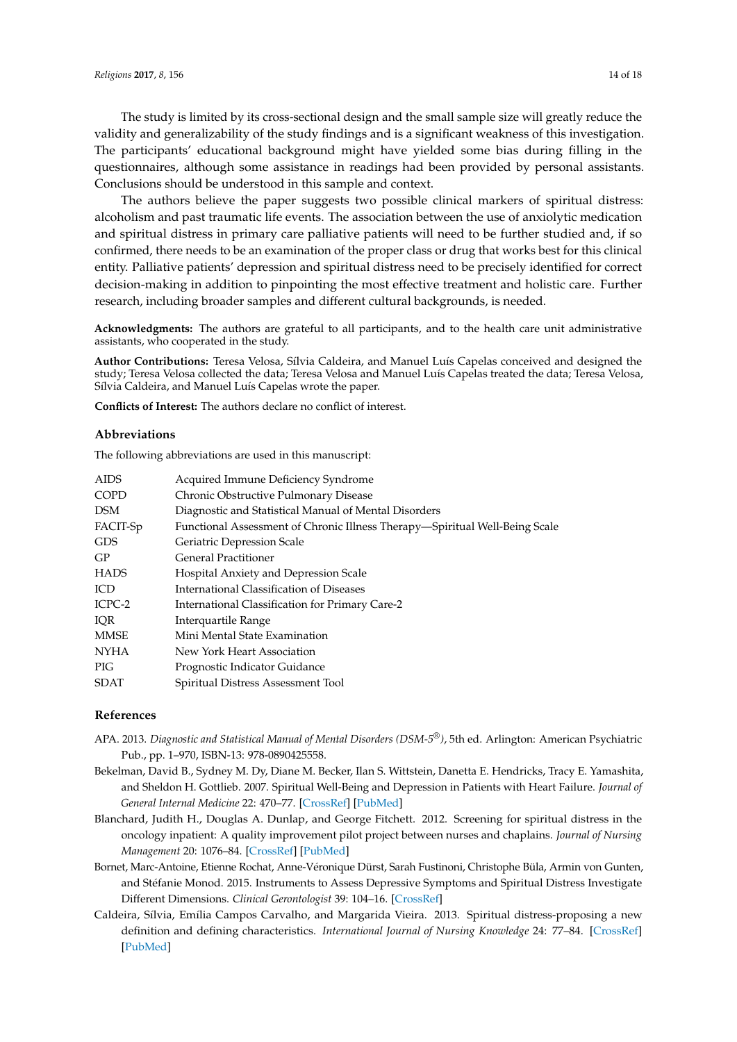The study is limited by its cross-sectional design and the small sample size will greatly reduce the validity and generalizability of the study findings and is a significant weakness of this investigation. The participants' educational background might have yielded some bias during filling in the questionnaires, although some assistance in readings had been provided by personal assistants. Conclusions should be understood in this sample and context.

The authors believe the paper suggests two possible clinical markers of spiritual distress: alcoholism and past traumatic life events. The association between the use of anxiolytic medication and spiritual distress in primary care palliative patients will need to be further studied and, if so confirmed, there needs to be an examination of the proper class or drug that works best for this clinical entity. Palliative patients' depression and spiritual distress need to be precisely identified for correct decision-making in addition to pinpointing the most effective treatment and holistic care. Further research, including broader samples and different cultural backgrounds, is needed.

**Acknowledgments:** The authors are grateful to all participants, and to the health care unit administrative assistants, who cooperated in the study.

**Author Contributions:** Teresa Velosa, Sílvia Caldeira, and Manuel Luís Capelas conceived and designed the study; Teresa Velosa collected the data; Teresa Velosa and Manuel Luís Capelas treated the data; Teresa Velosa, Sílvia Caldeira, and Manuel Luís Capelas wrote the paper.

**Conflicts of Interest:** The authors declare no conflict of interest.

## Abbreviations

The following abbreviations are used in this manuscript:

| | |
|---|---|
| AIDS | Acquired Immune Deficiency Syndrome |
| COPD | Chronic Obstructive Pulmonary Disease |
| DSM | Diagnostic and Statistical Manual of Mental Disorders |
| FACIT-Sp | Functional Assessment of Chronic Illness Therapy—Spiritual Well-Being Scale |
| GDS | Geriatric Depression Scale |
| GP | General Practitioner |
| HADS | Hospital Anxiety and Depression Scale |
| ICD | International Classification of Diseases |
| ICPC-2 | International Classification for Primary Care-2 |
| IQR | Interquartile Range |
| MMSE | Mini Mental State Examination |
| NYHA | New York Heart Association |
| PIG | Prognostic Indicator Guidance |
| SDAT | Spiritual Distress Assessment Tool |

## References

APA. 2013. *Diagnostic and Statistical Manual of Mental Disorders (DSM-5®)*, 5th ed. Arlington: American Psychiatric Pub., pp. 1–970, ISBN-13: 978-0890425558.

Bekelman, David B., Sydney M. Dy, Diane M. Becker, Ilan S. Wittstein, Danetta E. Hendricks, Tracy E. Yamashita, and Sheldon H. Gottlieb. 2007. Spiritual Well-Being and Depression in Patients with Heart Failure. *Journal of General Internal Medicine* 22: 470–77. [CrossRef] [PubMed]

Blanchard, Judith H., Douglas A. Dunlap, and George Fitchett. 2012. Screening for spiritual distress in the oncology inpatient: A quality improvement pilot project between nurses and chaplains. *Journal of Nursing Management* 20: 1076–84. [CrossRef] [PubMed]

Bornet, Marc-Antoine, Etienne Rochat, Anne-Véronique Dürst, Sarah Fustinoni, Christophe Büla, Armin von Gunten, and Stéfanie Monod. 2015. Instruments to Assess Depressive Symptoms and Spiritual Distress Investigate Different Dimensions. *Clinical Gerontologist* 39: 104–16. [CrossRef]

Caldeira, Sílvia, Emília Campos Carvalho, and Margarida Vieira. 2013. Spiritual distress-proposing a new definition and defining characteristics. *International Journal of Nursing Knowledge* 24: 77–84. [CrossRef] [PubMed]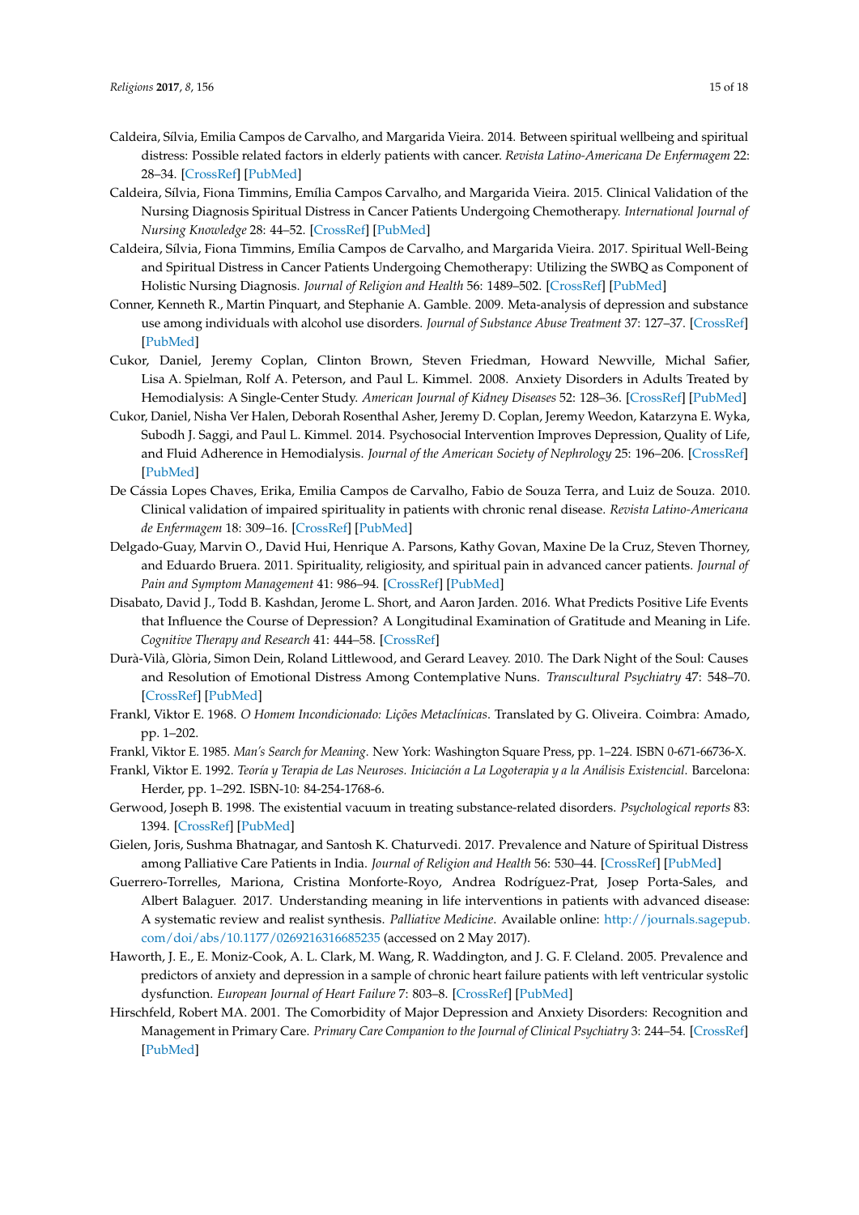Caldeira, Sílvia, Emilia Campos de Carvalho, and Margarida Vieira. 2014. Between spiritual wellbeing and spiritual distress: Possible related factors in elderly patients with cancer. *Revista Latino-Americana De Enfermagem* 22: 28–34. [CrossRef] [PubMed]

Caldeira, Sílvia, Fiona Timmins, Emília Campos Carvalho, and Margarida Vieira. 2015. Clinical Validation of the Nursing Diagnosis Spiritual Distress in Cancer Patients Undergoing Chemotherapy. *International Journal of Nursing Knowledge* 28: 44–52. [CrossRef] [PubMed]

Caldeira, Sílvia, Fiona Timmins, Emília Campos de Carvalho, and Margarida Vieira. 2017. Spiritual Well-Being and Spiritual Distress in Cancer Patients Undergoing Chemotherapy: Utilizing the SWBQ as Component of Holistic Nursing Diagnosis. *Journal of Religion and Health* 56: 1489–502. [CrossRef] [PubMed]

Conner, Kenneth R., Martin Pinquart, and Stephanie A. Gamble. 2009. Meta-analysis of depression and substance use among individuals with alcohol use disorders. *Journal of Substance Abuse Treatment* 37: 127–37. [CrossRef] [PubMed]

Cukor, Daniel, Jeremy Coplan, Clinton Brown, Steven Friedman, Howard Newville, Michal Safier, Lisa A. Spielman, Rolf A. Peterson, and Paul L. Kimmel. 2008. Anxiety Disorders in Adults Treated by Hemodialysis: A Single-Center Study. *American Journal of Kidney Diseases* 52: 128–36. [CrossRef] [PubMed]

Cukor, Daniel, Nisha Ver Halen, Deborah Rosenthal Asher, Jeremy D. Coplan, Jeremy Weedon, Katarzyna E. Wyka, Subodh J. Saggi, and Paul L. Kimmel. 2014. Psychosocial Intervention Improves Depression, Quality of Life, and Fluid Adherence in Hemodialysis. *Journal of the American Society of Nephrology* 25: 196–206. [CrossRef] [PubMed]

De Cássia Lopes Chaves, Erika, Emilia Campos de Carvalho, Fabio de Souza Terra, and Luiz de Souza. 2010. Clinical validation of impaired spirituality in patients with chronic renal disease. *Revista Latino-Americana de Enfermagem* 18: 309–16. [CrossRef] [PubMed]

Delgado-Guay, Marvin O., David Hui, Henrique A. Parsons, Kathy Govan, Maxine De la Cruz, Steven Thorney, and Eduardo Bruera. 2011. Spirituality, religiosity, and spiritual pain in advanced cancer patients. *Journal of Pain and Symptom Management* 41: 986–94. [CrossRef] [PubMed]

Disabato, David J., Todd B. Kashdan, Jerome L. Short, and Aaron Jarden. 2016. What Predicts Positive Life Events that Influence the Course of Depression? A Longitudinal Examination of Gratitude and Meaning in Life. *Cognitive Therapy and Research* 41: 444–58. [CrossRef]

Durà-Vilà, Glòria, Simon Dein, Roland Littlewood, and Gerard Leavey. 2010. The Dark Night of the Soul: Causes and Resolution of Emotional Distress Among Contemplative Nuns. *Transcultural Psychiatry* 47: 548–70. [CrossRef] [PubMed]

Frankl, Viktor E. 1968. *O Homem Incondicionado: Lições Metaclínicas*. Translated by G. Oliveira. Coimbra: Amado, pp. 1–202.

Frankl, Viktor E. 1985. *Man's Search for Meaning*. New York: Washington Square Press, pp. 1–224. ISBN 0-671-66736-X.

Frankl, Viktor E. 1992. *Teoría y Terapia de Las Neuroses. Iniciación a La Logoterapia y a la Análisis Existencial*. Barcelona: Herder, pp. 1–292. ISBN-10: 84-254-1768-6.

Gerwood, Joseph B. 1998. The existential vacuum in treating substance-related disorders. *Psychological reports* 83: 1394. [CrossRef] [PubMed]

Gielen, Joris, Sushma Bhatnagar, and Santosh K. Chaturvedi. 2017. Prevalence and Nature of Spiritual Distress among Palliative Care Patients in India. *Journal of Religion and Health* 56: 530–44. [CrossRef] [PubMed]

Guerrero-Torrelles, Mariona, Cristina Monforte-Royo, Andrea Rodríguez-Prat, Josep Porta-Sales, and Albert Balaguer. 2017. Understanding meaning in life interventions in patients with advanced disease: A systematic review and realist synthesis. *Palliative Medicine*. Available online: http://journals.sagepub.com/doi/abs/10.1177/0269216316685235 (accessed on 2 May 2017).

Haworth, J. E., E. Moniz-Cook, A. L. Clark, M. Wang, R. Waddington, and J. G. F. Cleland. 2005. Prevalence and predictors of anxiety and depression in a sample of chronic heart failure patients with left ventricular systolic dysfunction. *European Journal of Heart Failure* 7: 803–8. [CrossRef] [PubMed]

Hirschfeld, Robert MA. 2001. The Comorbidity of Major Depression and Anxiety Disorders: Recognition and Management in Primary Care. *Primary Care Companion to the Journal of Clinical Psychiatry* 3: 244–54. [CrossRef] [PubMed]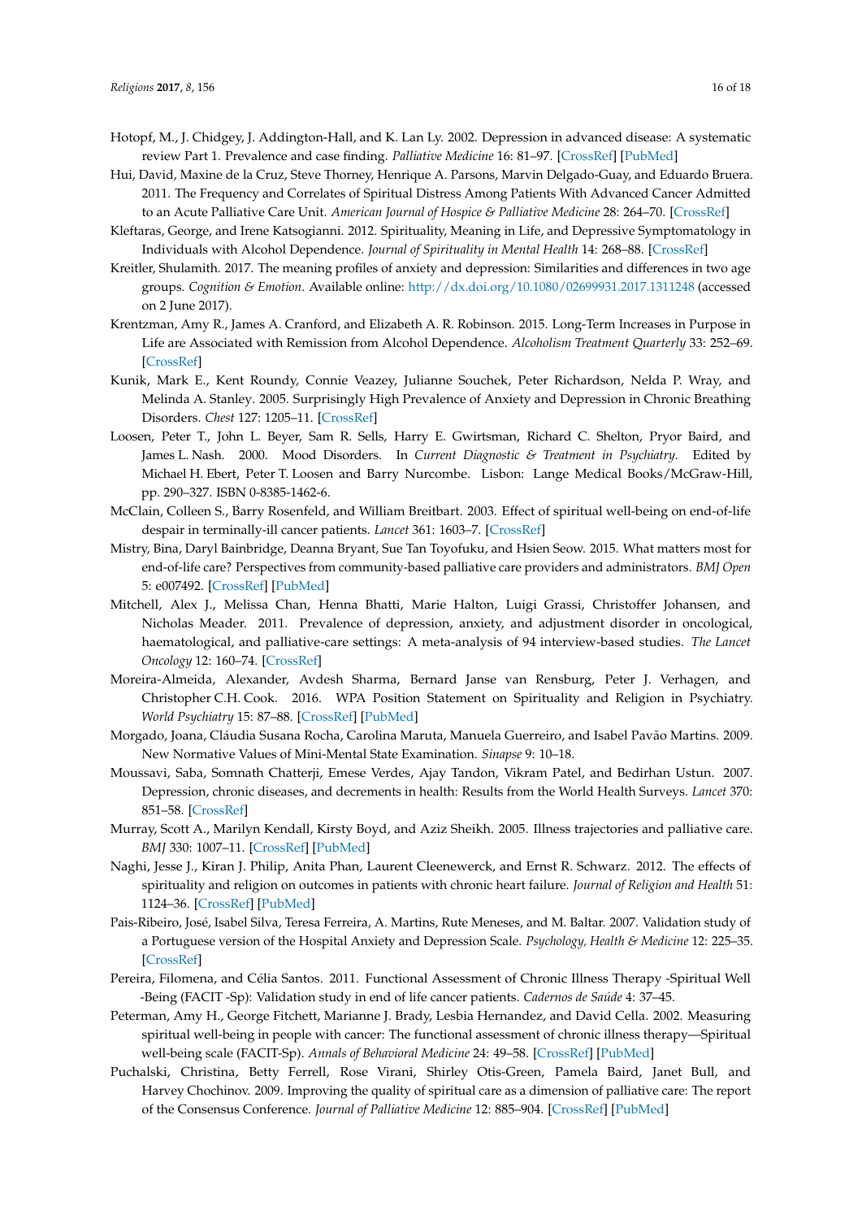Hotopf, M., J. Chidgey, J. Addington-Hall, and K. Lan Ly. 2002. Depression in advanced disease: A systematic review Part 1. Prevalence and case finding. *Palliative Medicine* 16: 81–97. [CrossRef] [PubMed]

Hui, David, Maxine de la Cruz, Steve Thorney, Henrique A. Parsons, Marvin Delgado-Guay, and Eduardo Bruera. 2011. The Frequency and Correlates of Spiritual Distress Among Patients With Advanced Cancer Admitted to an Acute Palliative Care Unit. *American Journal of Hospice & Palliative Medicine* 28: 264–70. [CrossRef]

Kleftaras, George, and Irene Katsogianni. 2012. Spirituality, Meaning in Life, and Depressive Symptomatology in Individuals with Alcohol Dependence. *Journal of Spirituality in Mental Health* 14: 268–88. [CrossRef]

Kreitler, Shulamith. 2017. The meaning profiles of anxiety and depression: Similarities and differences in two age groups. *Cognition & Emotion*. Available online: http://dx.doi.org/10.1080/02699931.2017.1311248 (accessed on 2 June 2017).

Krentzman, Amy R., James A. Cranford, and Elizabeth A. R. Robinson. 2015. Long-Term Increases in Purpose in Life are Associated with Remission from Alcohol Dependence. *Alcoholism Treatment Quarterly* 33: 252–69. [CrossRef]

Kunik, Mark E., Kent Roundy, Connie Veazey, Julianne Souchek, Peter Richardson, Nelda P. Wray, and Melinda A. Stanley. 2005. Surprisingly High Prevalence of Anxiety and Depression in Chronic Breathing Disorders. *Chest* 127: 1205–11. [CrossRef]

Loosen, Peter T., John L. Beyer, Sam R. Sells, Harry E. Gwirtsman, Richard C. Shelton, Pryor Baird, and James L. Nash. 2000. Mood Disorders. In *Current Diagnostic & Treatment in Psychiatry*. Edited by Michael H. Ebert, Peter T. Loosen and Barry Nurcombe. Lisbon: Lange Medical Books/McGraw-Hill, pp. 290–327. ISBN 0-8385-1462-6.

McClain, Colleen S., Barry Rosenfeld, and William Breitbart. 2003. Effect of spiritual well-being on end-of-life despair in terminally-ill cancer patients. *Lancet* 361: 1603–7. [CrossRef]

Mistry, Bina, Daryl Bainbridge, Deanna Bryant, Sue Tan Toyofuku, and Hsien Seow. 2015. What matters most for end-of-life care? Perspectives from community-based palliative care providers and administrators. *BMJ Open* 5: e007492. [CrossRef] [PubMed]

Mitchell, Alex J., Melissa Chan, Henna Bhatti, Marie Halton, Luigi Grassi, Christoffer Johansen, and Nicholas Meader. 2011. Prevalence of depression, anxiety, and adjustment disorder in oncological, haematological, and palliative-care settings: A meta-analysis of 94 interview-based studies. *The Lancet Oncology* 12: 160–74. [CrossRef]

Moreira-Almeida, Alexander, Avdesh Sharma, Bernard Janse van Rensburg, Peter J. Verhagen, and Christopher C.H. Cook. 2016. WPA Position Statement on Spirituality and Religion in Psychiatry. *World Psychiatry* 15: 87–88. [CrossRef] [PubMed]

Morgado, Joana, Cláudia Susana Rocha, Carolina Maruta, Manuela Guerreiro, and Isabel Pavão Martins. 2009. New Normative Values of Mini-Mental State Examination. *Sinapse* 9: 10–18.

Moussavi, Saba, Somnath Chatterji, Emese Verdes, Ajay Tandon, Vikram Patel, and Bedirhan Ustun. 2007. Depression, chronic diseases, and decrements in health: Results from the World Health Surveys. *Lancet* 370: 851–58. [CrossRef]

Murray, Scott A., Marilyn Kendall, Kirsty Boyd, and Aziz Sheikh. 2005. Illness trajectories and palliative care. *BMJ* 330: 1007–11. [CrossRef] [PubMed]

Naghi, Jesse J., Kiran J. Philip, Anita Phan, Laurent Cleenewerck, and Ernst R. Schwarz. 2012. The effects of spirituality and religion on outcomes in patients with chronic heart failure. *Journal of Religion and Health* 51: 1124–36. [CrossRef] [PubMed]

Pais-Ribeiro, José, Isabel Silva, Teresa Ferreira, A. Martins, Rute Meneses, and M. Baltar. 2007. Validation study of a Portuguese version of the Hospital Anxiety and Depression Scale. *Psychology, Health & Medicine* 12: 225–35. [CrossRef]

Pereira, Filomena, and Célia Santos. 2011. Functional Assessment of Chronic Illness Therapy -Spiritual Well -Being (FACIT -Sp): Validation study in end of life cancer patients. *Cadernos de Saúde* 4: 37–45.

Peterman, Amy H., George Fitchett, Marianne J. Brady, Lesbia Hernandez, and David Cella. 2002. Measuring spiritual well-being in people with cancer: The functional assessment of chronic illness therapy—Spiritual well-being scale (FACIT-Sp). *Annals of Behavioral Medicine* 24: 49–58. [CrossRef] [PubMed]

Puchalski, Christina, Betty Ferrell, Rose Virani, Shirley Otis-Green, Pamela Baird, Janet Bull, and Harvey Chochinov. 2009. Improving the quality of spiritual care as a dimension of palliative care: The report of the Consensus Conference. *Journal of Palliative Medicine* 12: 885–904. [CrossRef] [PubMed]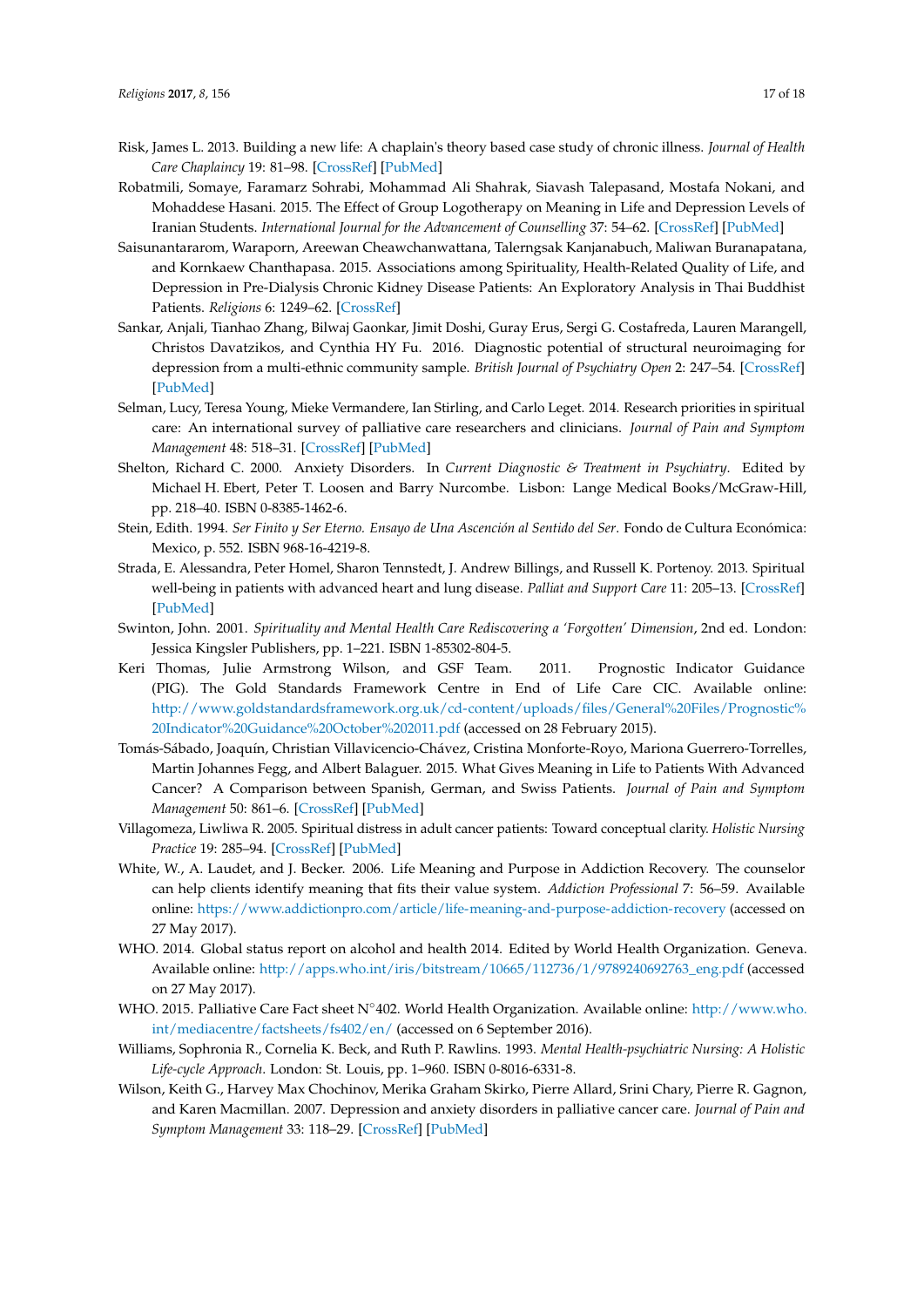Risk, James L. 2013. Building a new life: A chaplain's theory based case study of chronic illness. *Journal of Health Care Chaplaincy* 19: 81–98. [CrossRef] [PubMed]

Robatmili, Somaye, Faramarz Sohrabi, Mohammad Ali Shahrak, Siavash Talepasand, Mostafa Nokani, and Mohaddese Hasani. 2015. The Effect of Group Logotherapy on Meaning in Life and Depression Levels of Iranian Students. *International Journal for the Advancement of Counselling* 37: 54–62. [CrossRef] [PubMed]

Saisunantararom, Waraporn, Areewan Cheawchanwattana, Talerngsak Kanjanabuch, Maliwan Buranapatana, and Kornkaew Chanthapasa. 2015. Associations among Spirituality, Health-Related Quality of Life, and Depression in Pre-Dialysis Chronic Kidney Disease Patients: An Exploratory Analysis in Thai Buddhist Patients. *Religions* 6: 1249–62. [CrossRef]

Sankar, Anjali, Tianhao Zhang, Bilwaj Gaonkar, Jimit Doshi, Guray Erus, Sergi G. Costafreda, Lauren Marangell, Christos Davatzikos, and Cynthia HY Fu. 2016. Diagnostic potential of structural neuroimaging for depression from a multi-ethnic community sample. *British Journal of Psychiatry Open* 2: 247–54. [CrossRef] [PubMed]

Selman, Lucy, Teresa Young, Mieke Vermandere, Ian Stirling, and Carlo Leget. 2014. Research priorities in spiritual care: An international survey of palliative care researchers and clinicians. *Journal of Pain and Symptom Management* 48: 518–31. [CrossRef] [PubMed]

Shelton, Richard C. 2000. Anxiety Disorders. In *Current Diagnostic & Treatment in Psychiatry*. Edited by Michael H. Ebert, Peter T. Loosen and Barry Nurcombe. Lisbon: Lange Medical Books/McGraw-Hill, pp. 218–40. ISBN 0-8385-1462-6.

Stein, Edith. 1994. *Ser Finito y Ser Eterno. Ensayo de Una Ascención al Sentido del Ser*. Fondo de Cultura Económica: Mexico, p. 552. ISBN 968-16-4219-8.

Strada, E. Alessandra, Peter Homel, Sharon Tennstedt, J. Andrew Billings, and Russell K. Portenoy. 2013. Spiritual well-being in patients with advanced heart and lung disease. *Palliat and Support Care* 11: 205–13. [CrossRef] [PubMed]

Swinton, John. 2001. *Spirituality and Mental Health Care Rediscovering a 'Forgotten' Dimension*, 2nd ed. London: Jessica Kingsler Publishers, pp. 1–221. ISBN 1-85302-804-5.

Keri Thomas, Julie Armstrong Wilson, and GSF Team. 2011. Prognostic Indicator Guidance (PIG). The Gold Standards Framework Centre in End of Life Care CIC. Available online: http://www.goldstandardsframework.org.uk/cd-content/uploads/files/General%20Files/Prognostic%20Indicator%20Guidance%20October%202011.pdf (accessed on 28 February 2015).

Tomás-Sábado, Joaquín, Christian Villavicencio-Chávez, Cristina Monforte-Royo, Mariona Guerrero-Torrelles, Martin Johannes Fegg, and Albert Balaguer. 2015. What Gives Meaning in Life to Patients With Advanced Cancer? A Comparison between Spanish, German, and Swiss Patients. *Journal of Pain and Symptom Management* 50: 861–6. [CrossRef] [PubMed]

Villagomeza, Liwliwa R. 2005. Spiritual distress in adult cancer patients: Toward conceptual clarity. *Holistic Nursing Practice* 19: 285–94. [CrossRef] [PubMed]

White, W., A. Laudet, and J. Becker. 2006. Life Meaning and Purpose in Addiction Recovery. The counselor can help clients identify meaning that fits their value system. *Addiction Professional* 7: 56–59. Available online: https://www.addictionpro.com/article/life-meaning-and-purpose-addiction-recovery (accessed on 27 May 2017).

WHO. 2014. Global status report on alcohol and health 2014. Edited by World Health Organization. Geneva. Available online: http://apps.who.int/iris/bitstream/10665/112736/1/9789240692763_eng.pdf (accessed on 27 May 2017).

WHO. 2015. Palliative Care Fact sheet N°402. World Health Organization. Available online: http://www.who.int/mediacentre/factsheets/fs402/en/ (accessed on 6 September 2016).

Williams, Sophronia R., Cornelia K. Beck, and Ruth P. Rawlins. 1993. *Mental Health-psychiatric Nursing: A Holistic Life-cycle Approach*. London: St. Louis, pp. 1–960. ISBN 0-8016-6331-8.

Wilson, Keith G., Harvey Max Chochinov, Merika Graham Skirko, Pierre Allard, Srini Chary, Pierre R. Gagnon, and Karen Macmillan. 2007. Depression and anxiety disorders in palliative cancer care. *Journal of Pain and Symptom Management* 33: 118–29. [CrossRef] [PubMed]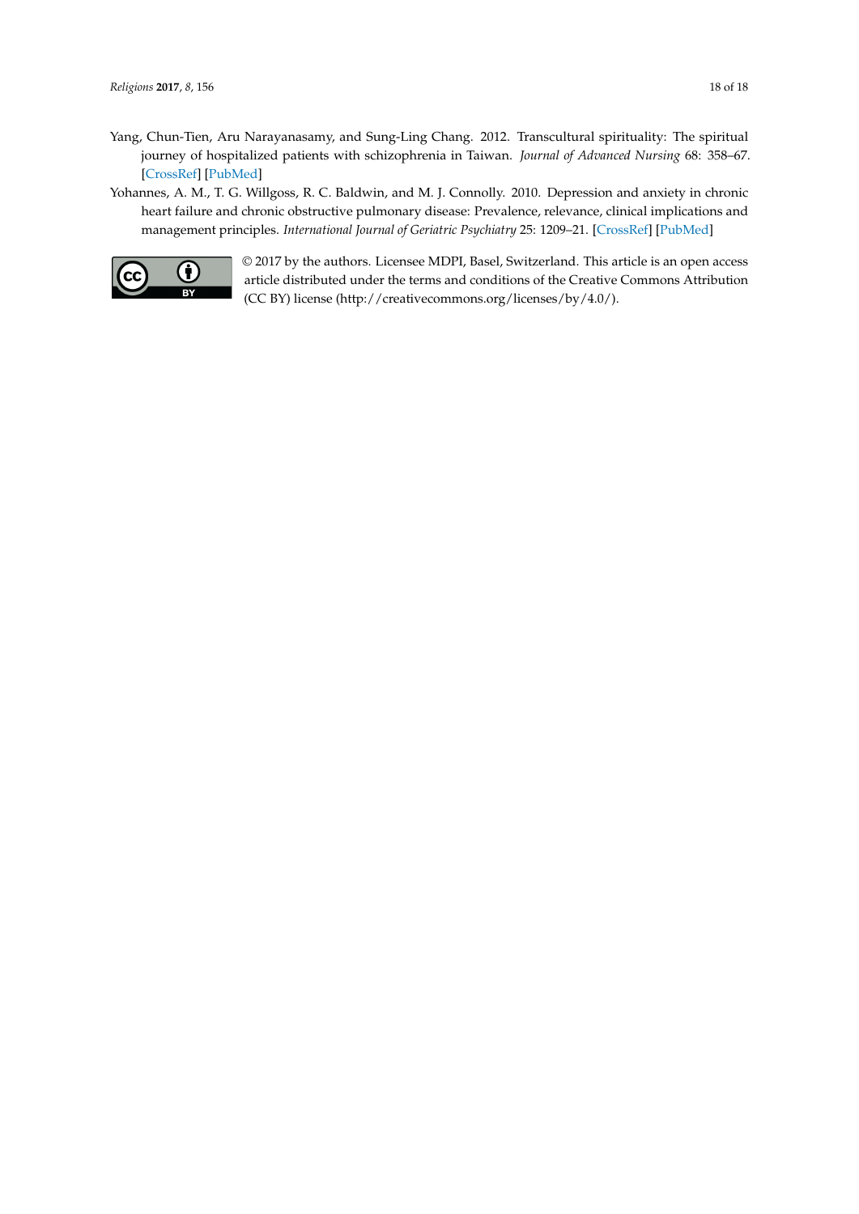Yang, Chun-Tien, Aru Narayanasamy, and Sung-Ling Chang. 2012. Transcultural spirituality: The spiritual journey of hospitalized patients with schizophrenia in Taiwan. *Journal of Advanced Nursing* 68: 358–67. [CrossRef] [PubMed]

Yohannes, A. M., T. G. Willgoss, R. C. Baldwin, and M. J. Connolly. 2010. Depression and anxiety in chronic heart failure and chronic obstructive pulmonary disease: Prevalence, relevance, clinical implications and management principles. *International Journal of Geriatric Psychiatry* 25: 1209–21. [CrossRef] [PubMed]

© 2017 by the authors. Licensee MDPI, Basel, Switzerland. This article is an open access article distributed under the terms and conditions of the Creative Commons Attribution (CC BY) license (http://creativecommons.org/licenses/by/4.0/).